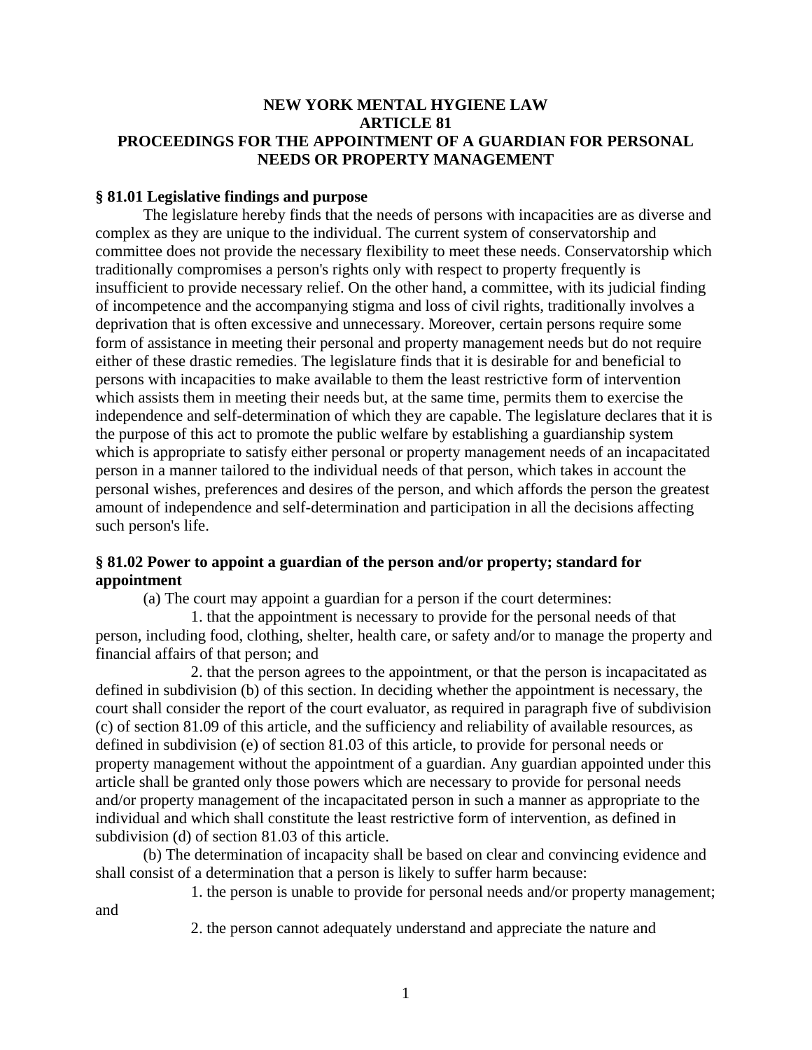# NEW YORK MENTAL HYGIENE LAW
# ARTICLE 81
# PROCEEDINGS FOR THE APPOINTMENT OF A GUARDIAN FOR PERSONAL NEEDS OR PROPERTY MANAGEMENT

**§ 81.01 Legislative findings and purpose**

The legislature hereby finds that the needs of persons with incapacities are as diverse and complex as they are unique to the individual. The current system of conservatorship and committee does not provide the necessary flexibility to meet these needs. Conservatorship which traditionally compromises a person's rights only with respect to property frequently is insufficient to provide necessary relief. On the other hand, a committee, with its judicial finding of incompetence and the accompanying stigma and loss of civil rights, traditionally involves a deprivation that is often excessive and unnecessary. Moreover, certain persons require some form of assistance in meeting their personal and property management needs but do not require either of these drastic remedies. The legislature finds that it is desirable for and beneficial to persons with incapacities to make available to them the least restrictive form of intervention which assists them in meeting their needs but, at the same time, permits them to exercise the independence and self-determination of which they are capable. The legislature declares that it is the purpose of this act to promote the public welfare by establishing a guardianship system which is appropriate to satisfy either personal or property management needs of an incapacitated person in a manner tailored to the individual needs of that person, which takes in account the personal wishes, preferences and desires of the person, and which affords the person the greatest amount of independence and self-determination and participation in all the decisions affecting such person's life.

**§ 81.02 Power to appoint a guardian of the person and/or property; standard for appointment**

(a) The court may appoint a guardian for a person if the court determines:

1. that the appointment is necessary to provide for the personal needs of that person, including food, clothing, shelter, health care, or safety and/or to manage the property and financial affairs of that person; and

2. that the person agrees to the appointment, or that the person is incapacitated as defined in subdivision (b) of this section. In deciding whether the appointment is necessary, the court shall consider the report of the court evaluator, as required in paragraph five of subdivision (c) of section 81.09 of this article, and the sufficiency and reliability of available resources, as defined in subdivision (e) of section 81.03 of this article, to provide for personal needs or property management without the appointment of a guardian. Any guardian appointed under this article shall be granted only those powers which are necessary to provide for personal needs and/or property management of the incapacitated person in such a manner as appropriate to the individual and which shall constitute the least restrictive form of intervention, as defined in subdivision (d) of section 81.03 of this article.

(b) The determination of incapacity shall be based on clear and convincing evidence and shall consist of a determination that a person is likely to suffer harm because:

1. the person is unable to provide for personal needs and/or property management; and

2. the person cannot adequately understand and appreciate the nature and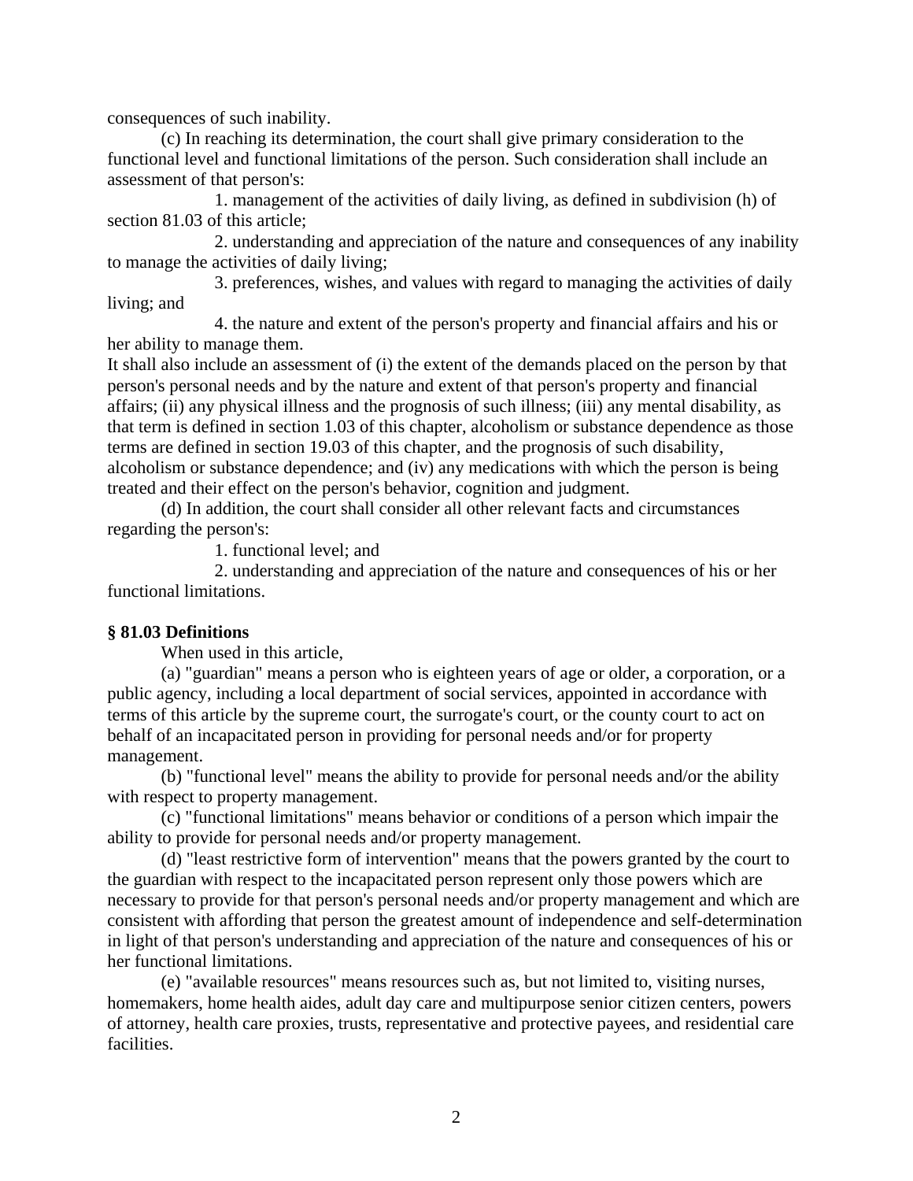consequences of such inability.

(c) In reaching its determination, the court shall give primary consideration to the functional level and functional limitations of the person. Such consideration shall include an assessment of that person's:

1. management of the activities of daily living, as defined in subdivision (h) of section 81.03 of this article;

2. understanding and appreciation of the nature and consequences of any inability to manage the activities of daily living;

3. preferences, wishes, and values with regard to managing the activities of daily living; and

4. the nature and extent of the person's property and financial affairs and his or her ability to manage them.

It shall also include an assessment of (i) the extent of the demands placed on the person by that person's personal needs and by the nature and extent of that person's property and financial affairs; (ii) any physical illness and the prognosis of such illness; (iii) any mental disability, as that term is defined in section 1.03 of this chapter, alcoholism or substance dependence as those terms are defined in section 19.03 of this chapter, and the prognosis of such disability, alcoholism or substance dependence; and (iv) any medications with which the person is being treated and their effect on the person's behavior, cognition and judgment.

(d) In addition, the court shall consider all other relevant facts and circumstances regarding the person's:

1. functional level; and

2. understanding and appreciation of the nature and consequences of his or her functional limitations.

**§ 81.03 Definitions**

When used in this article,

(a) "guardian" means a person who is eighteen years of age or older, a corporation, or a public agency, including a local department of social services, appointed in accordance with terms of this article by the supreme court, the surrogate's court, or the county court to act on behalf of an incapacitated person in providing for personal needs and/or for property management.

(b) "functional level" means the ability to provide for personal needs and/or the ability with respect to property management.

(c) "functional limitations" means behavior or conditions of a person which impair the ability to provide for personal needs and/or property management.

(d) "least restrictive form of intervention" means that the powers granted by the court to the guardian with respect to the incapacitated person represent only those powers which are necessary to provide for that person's personal needs and/or property management and which are consistent with affording that person the greatest amount of independence and self-determination in light of that person's understanding and appreciation of the nature and consequences of his or her functional limitations.

(e) "available resources" means resources such as, but not limited to, visiting nurses, homemakers, home health aides, adult day care and multipurpose senior citizen centers, powers of attorney, health care proxies, trusts, representative and protective payees, and residential care facilities.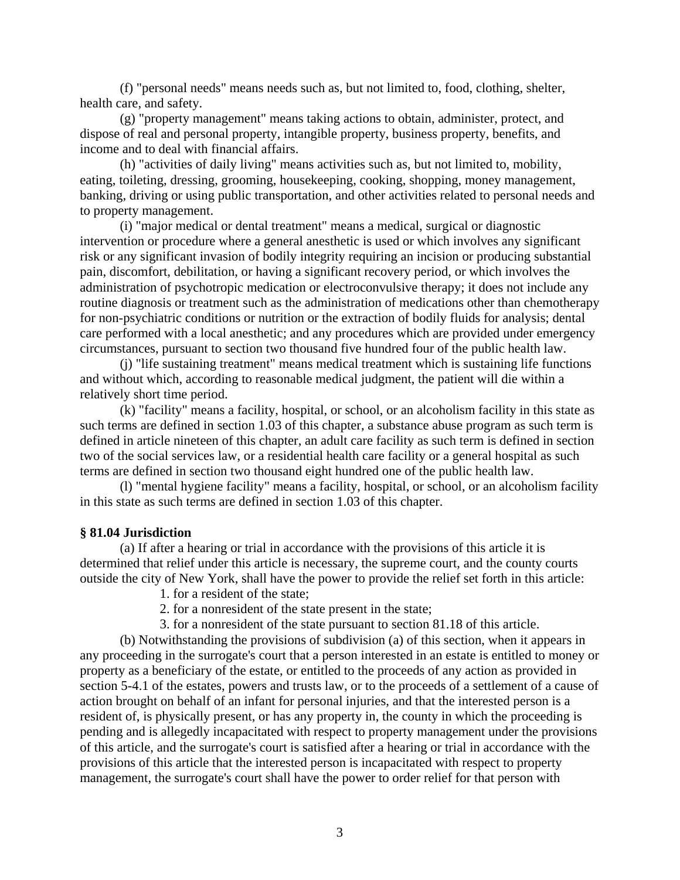(f) "personal needs" means needs such as, but not limited to, food, clothing, shelter, health care, and safety.

(g) "property management" means taking actions to obtain, administer, protect, and dispose of real and personal property, intangible property, business property, benefits, and income and to deal with financial affairs.

(h) "activities of daily living" means activities such as, but not limited to, mobility, eating, toileting, dressing, grooming, housekeeping, cooking, shopping, money management, banking, driving or using public transportation, and other activities related to personal needs and to property management.

(i) "major medical or dental treatment" means a medical, surgical or diagnostic intervention or procedure where a general anesthetic is used or which involves any significant risk or any significant invasion of bodily integrity requiring an incision or producing substantial pain, discomfort, debilitation, or having a significant recovery period, or which involves the administration of psychotropic medication or electroconvulsive therapy; it does not include any routine diagnosis or treatment such as the administration of medications other than chemotherapy for non-psychiatric conditions or nutrition or the extraction of bodily fluids for analysis; dental care performed with a local anesthetic; and any procedures which are provided under emergency circumstances, pursuant to section two thousand five hundred four of the public health law.

(j) "life sustaining treatment" means medical treatment which is sustaining life functions and without which, according to reasonable medical judgment, the patient will die within a relatively short time period.

(k) "facility" means a facility, hospital, or school, or an alcoholism facility in this state as such terms are defined in section 1.03 of this chapter, a substance abuse program as such term is defined in article nineteen of this chapter, an adult care facility as such term is defined in section two of the social services law, or a residential health care facility or a general hospital as such terms are defined in section two thousand eight hundred one of the public health law.

(l) "mental hygiene facility" means a facility, hospital, or school, or an alcoholism facility in this state as such terms are defined in section 1.03 of this chapter.

**§ 81.04 Jurisdiction**

(a) If after a hearing or trial in accordance with the provisions of this article it is determined that relief under this article is necessary, the supreme court, and the county courts outside the city of New York, shall have the power to provide the relief set forth in this article:

1. for a resident of the state;
2. for a nonresident of the state present in the state;
3. for a nonresident of the state pursuant to section 81.18 of this article.

(b) Notwithstanding the provisions of subdivision (a) of this section, when it appears in any proceeding in the surrogate's court that a person interested in an estate is entitled to money or property as a beneficiary of the estate, or entitled to the proceeds of any action as provided in section 5-4.1 of the estates, powers and trusts law, or to the proceeds of a settlement of a cause of action brought on behalf of an infant for personal injuries, and that the interested person is a resident of, is physically present, or has any property in, the county in which the proceeding is pending and is allegedly incapacitated with respect to property management under the provisions of this article, and the surrogate's court is satisfied after a hearing or trial in accordance with the provisions of this article that the interested person is incapacitated with respect to property management, the surrogate's court shall have the power to order relief for that person with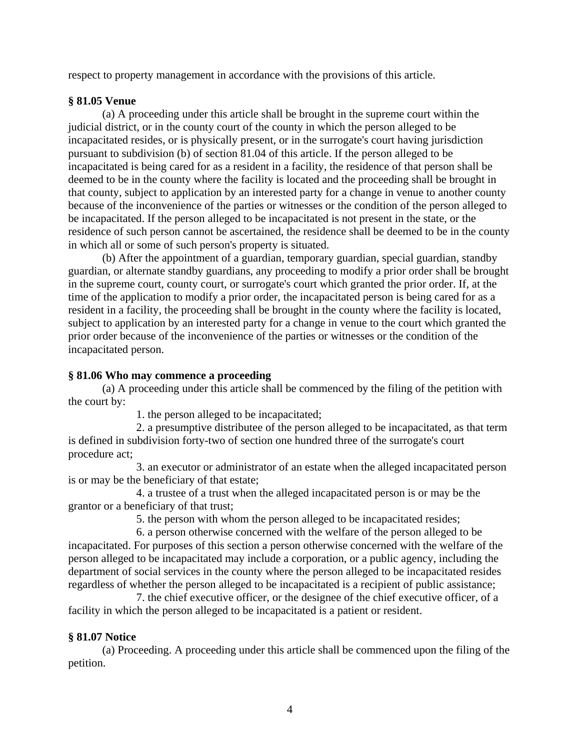respect to property management in accordance with the provisions of this article.

**§ 81.05 Venue**

(a) A proceeding under this article shall be brought in the supreme court within the judicial district, or in the county court of the county in which the person alleged to be incapacitated resides, or is physically present, or in the surrogate's court having jurisdiction pursuant to subdivision (b) of section 81.04 of this article. If the person alleged to be incapacitated is being cared for as a resident in a facility, the residence of that person shall be deemed to be in the county where the facility is located and the proceeding shall be brought in that county, subject to application by an interested party for a change in venue to another county because of the inconvenience of the parties or witnesses or the condition of the person alleged to be incapacitated. If the person alleged to be incapacitated is not present in the state, or the residence of such person cannot be ascertained, the residence shall be deemed to be in the county in which all or some of such person's property is situated.

(b) After the appointment of a guardian, temporary guardian, special guardian, standby guardian, or alternate standby guardians, any proceeding to modify a prior order shall be brought in the supreme court, county court, or surrogate's court which granted the prior order. If, at the time of the application to modify a prior order, the incapacitated person is being cared for as a resident in a facility, the proceeding shall be brought in the county where the facility is located, subject to application by an interested party for a change in venue to the court which granted the prior order because of the inconvenience of the parties or witnesses or the condition of the incapacitated person.

**§ 81.06 Who may commence a proceeding**

(a) A proceeding under this article shall be commenced by the filing of the petition with the court by:

1. the person alleged to be incapacitated;

2. a presumptive distributee of the person alleged to be incapacitated, as that term is defined in subdivision forty-two of section one hundred three of the surrogate's court procedure act;

3. an executor or administrator of an estate when the alleged incapacitated person is or may be the beneficiary of that estate;

4. a trustee of a trust when the alleged incapacitated person is or may be the grantor or a beneficiary of that trust;

5. the person with whom the person alleged to be incapacitated resides;

6. a person otherwise concerned with the welfare of the person alleged to be incapacitated. For purposes of this section a person otherwise concerned with the welfare of the person alleged to be incapacitated may include a corporation, or a public agency, including the department of social services in the county where the person alleged to be incapacitated resides regardless of whether the person alleged to be incapacitated is a recipient of public assistance;

7. the chief executive officer, or the designee of the chief executive officer, of a facility in which the person alleged to be incapacitated is a patient or resident.

**§ 81.07 Notice**

(a) Proceeding. A proceeding under this article shall be commenced upon the filing of the petition.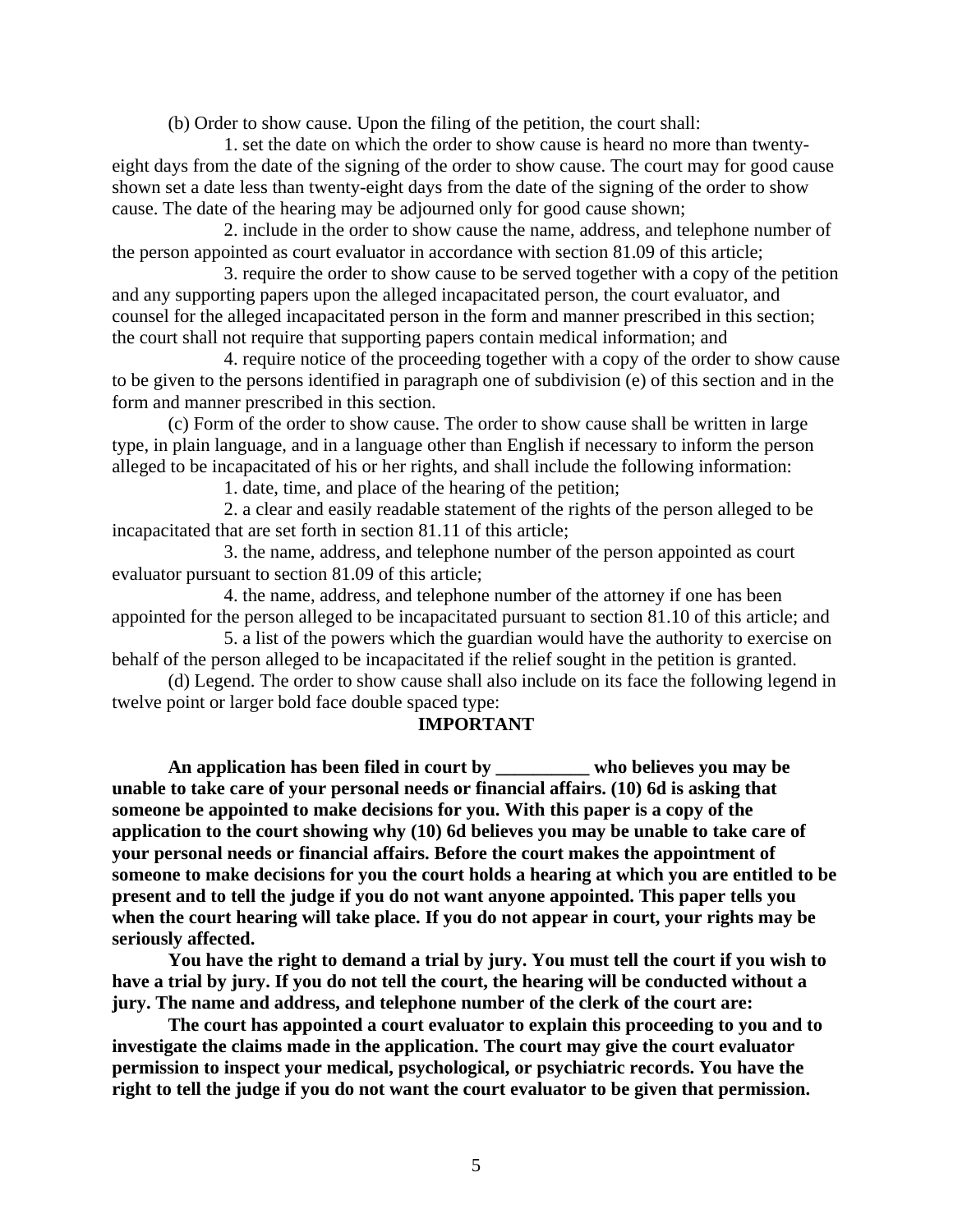(b) Order to show cause. Upon the filing of the petition, the court shall:

1. set the date on which the order to show cause is heard no more than twenty-eight days from the date of the signing of the order to show cause. The court may for good cause shown set a date less than twenty-eight days from the date of the signing of the order to show cause. The date of the hearing may be adjourned only for good cause shown;

2. include in the order to show cause the name, address, and telephone number of the person appointed as court evaluator in accordance with section 81.09 of this article;

3. require the order to show cause to be served together with a copy of the petition and any supporting papers upon the alleged incapacitated person, the court evaluator, and counsel for the alleged incapacitated person in the form and manner prescribed in this section; the court shall not require that supporting papers contain medical information; and

4. require notice of the proceeding together with a copy of the order to show cause to be given to the persons identified in paragraph one of subdivision (e) of this section and in the form and manner prescribed in this section.

(c) Form of the order to show cause. The order to show cause shall be written in large type, in plain language, and in a language other than English if necessary to inform the person alleged to be incapacitated of his or her rights, and shall include the following information:

1. date, time, and place of the hearing of the petition;

2. a clear and easily readable statement of the rights of the person alleged to be incapacitated that are set forth in section 81.11 of this article;

3. the name, address, and telephone number of the person appointed as court evaluator pursuant to section 81.09 of this article;

4. the name, address, and telephone number of the attorney if one has been appointed for the person alleged to be incapacitated pursuant to section 81.10 of this article; and

5. a list of the powers which the guardian would have the authority to exercise on behalf of the person alleged to be incapacitated if the relief sought in the petition is granted.

(d) Legend. The order to show cause shall also include on its face the following legend in twelve point or larger bold face double spaced type:

**IMPORTANT**

**An application has been filed in court by __________ who believes you may be unable to take care of your personal needs or financial affairs. (10) 6d is asking that someone be appointed to make decisions for you. With this paper is a copy of the application to the court showing why (10) 6d believes you may be unable to take care of your personal needs or financial affairs. Before the court makes the appointment of someone to make decisions for you the court holds a hearing at which you are entitled to be present and to tell the judge if you do not want anyone appointed. This paper tells you when the court hearing will take place. If you do not appear in court, your rights may be seriously affected.**

**You have the right to demand a trial by jury. You must tell the court if you wish to have a trial by jury. If you do not tell the court, the hearing will be conducted without a jury. The name and address, and telephone number of the clerk of the court are:**

**The court has appointed a court evaluator to explain this proceeding to you and to investigate the claims made in the application. The court may give the court evaluator permission to inspect your medical, psychological, or psychiatric records. You have the right to tell the judge if you do not want the court evaluator to be given that permission.**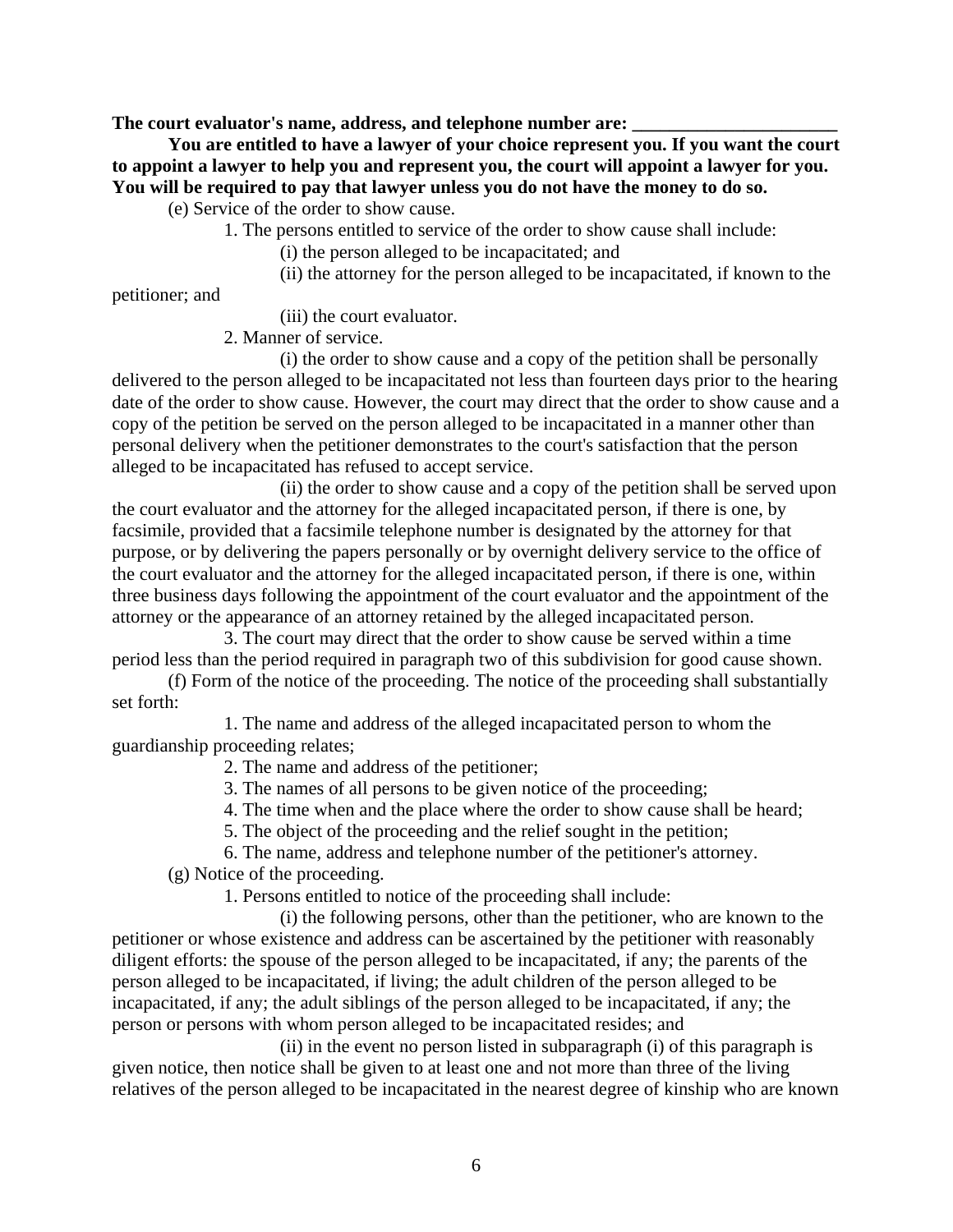**The court evaluator's name, address, and telephone number are: ______________________**

**You are entitled to have a lawyer of your choice represent you. If you want the court to appoint a lawyer to help you and represent you, the court will appoint a lawyer for you. You will be required to pay that lawyer unless you do not have the money to do so.**

(e) Service of the order to show cause.

1. The persons entitled to service of the order to show cause shall include:

(i) the person alleged to be incapacitated; and

(ii) the attorney for the person alleged to be incapacitated, if known to the petitioner; and

(iii) the court evaluator.

2. Manner of service.

(i) the order to show cause and a copy of the petition shall be personally delivered to the person alleged to be incapacitated not less than fourteen days prior to the hearing date of the order to show cause. However, the court may direct that the order to show cause and a copy of the petition be served on the person alleged to be incapacitated in a manner other than personal delivery when the petitioner demonstrates to the court's satisfaction that the person alleged to be incapacitated has refused to accept service.

(ii) the order to show cause and a copy of the petition shall be served upon the court evaluator and the attorney for the alleged incapacitated person, if there is one, by facsimile, provided that a facsimile telephone number is designated by the attorney for that purpose, or by delivering the papers personally or by overnight delivery service to the office of the court evaluator and the attorney for the alleged incapacitated person, if there is one, within three business days following the appointment of the court evaluator and the appointment of the attorney or the appearance of an attorney retained by the alleged incapacitated person.

3. The court may direct that the order to show cause be served within a time period less than the period required in paragraph two of this subdivision for good cause shown.

(f) Form of the notice of the proceeding. The notice of the proceeding shall substantially set forth:

1. The name and address of the alleged incapacitated person to whom the guardianship proceeding relates;

2. The name and address of the petitioner;

3. The names of all persons to be given notice of the proceeding;

4. The time when and the place where the order to show cause shall be heard;

5. The object of the proceeding and the relief sought in the petition;

6. The name, address and telephone number of the petitioner's attorney.

(g) Notice of the proceeding.

1. Persons entitled to notice of the proceeding shall include:

(i) the following persons, other than the petitioner, who are known to the petitioner or whose existence and address can be ascertained by the petitioner with reasonably diligent efforts: the spouse of the person alleged to be incapacitated, if any; the parents of the person alleged to be incapacitated, if living; the adult children of the person alleged to be incapacitated, if any; the adult siblings of the person alleged to be incapacitated, if any; the person or persons with whom person alleged to be incapacitated resides; and

(ii) in the event no person listed in subparagraph (i) of this paragraph is given notice, then notice shall be given to at least one and not more than three of the living relatives of the person alleged to be incapacitated in the nearest degree of kinship who are known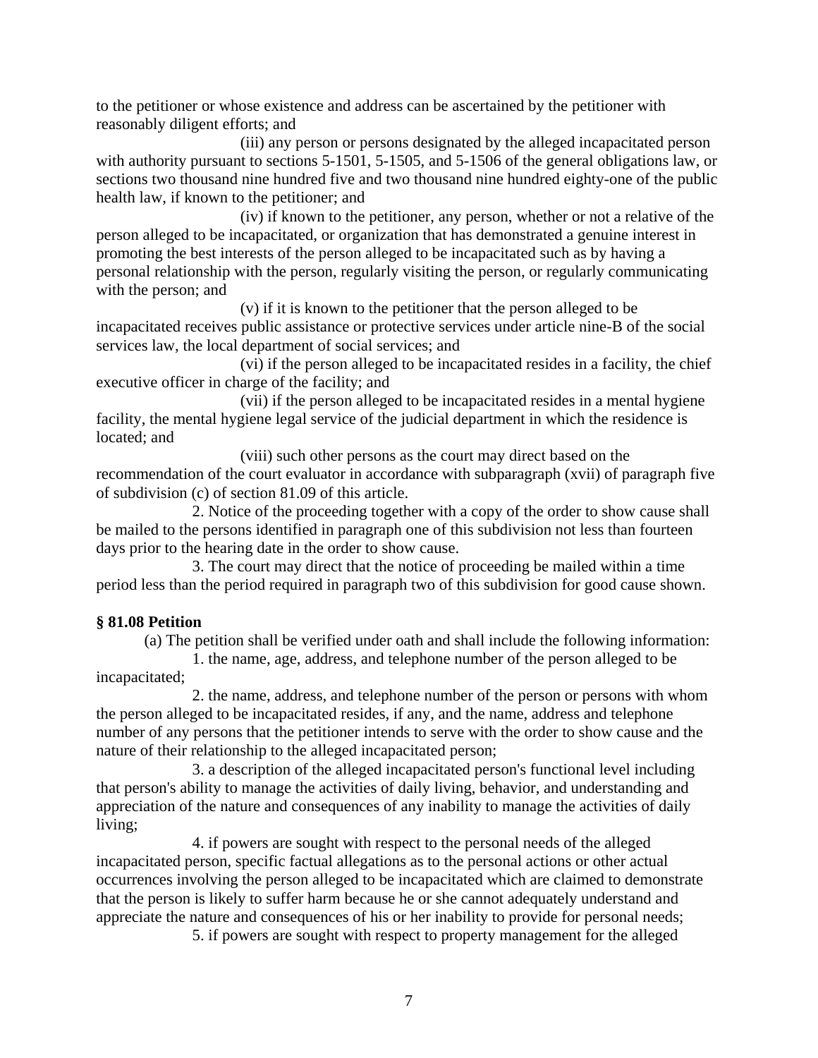to the petitioner or whose existence and address can be ascertained by the petitioner with reasonably diligent efforts; and

(iii) any person or persons designated by the alleged incapacitated person with authority pursuant to sections 5-1501, 5-1505, and 5-1506 of the general obligations law, or sections two thousand nine hundred five and two thousand nine hundred eighty-one of the public health law, if known to the petitioner; and

(iv) if known to the petitioner, any person, whether or not a relative of the person alleged to be incapacitated, or organization that has demonstrated a genuine interest in promoting the best interests of the person alleged to be incapacitated such as by having a personal relationship with the person, regularly visiting the person, or regularly communicating with the person; and

(v) if it is known to the petitioner that the person alleged to be incapacitated receives public assistance or protective services under article nine-B of the social services law, the local department of social services; and

(vi) if the person alleged to be incapacitated resides in a facility, the chief executive officer in charge of the facility; and

(vii) if the person alleged to be incapacitated resides in a mental hygiene facility, the mental hygiene legal service of the judicial department in which the residence is located; and

(viii) such other persons as the court may direct based on the recommendation of the court evaluator in accordance with subparagraph (xvii) of paragraph five of subdivision (c) of section 81.09 of this article.

2. Notice of the proceeding together with a copy of the order to show cause shall be mailed to the persons identified in paragraph one of this subdivision not less than fourteen days prior to the hearing date in the order to show cause.

3. The court may direct that the notice of proceeding be mailed within a time period less than the period required in paragraph two of this subdivision for good cause shown.

**§ 81.08 Petition**

(a) The petition shall be verified under oath and shall include the following information:

1. the name, age, address, and telephone number of the person alleged to be incapacitated;

2. the name, address, and telephone number of the person or persons with whom the person alleged to be incapacitated resides, if any, and the name, address and telephone number of any persons that the petitioner intends to serve with the order to show cause and the nature of their relationship to the alleged incapacitated person;

3. a description of the alleged incapacitated person's functional level including that person's ability to manage the activities of daily living, behavior, and understanding and appreciation of the nature and consequences of any inability to manage the activities of daily living;

4. if powers are sought with respect to the personal needs of the alleged incapacitated person, specific factual allegations as to the personal actions or other actual occurrences involving the person alleged to be incapacitated which are claimed to demonstrate that the person is likely to suffer harm because he or she cannot adequately understand and appreciate the nature and consequences of his or her inability to provide for personal needs;

5. if powers are sought with respect to property management for the alleged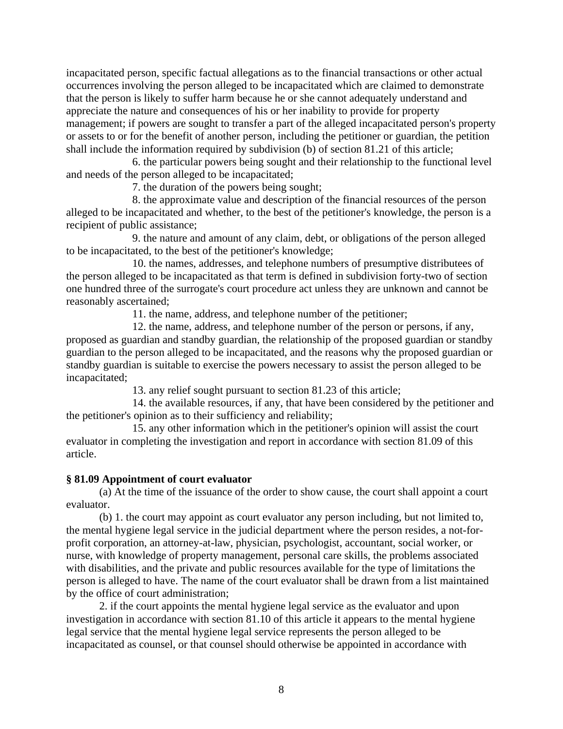incapacitated person, specific factual allegations as to the financial transactions or other actual occurrences involving the person alleged to be incapacitated which are claimed to demonstrate that the person is likely to suffer harm because he or she cannot adequately understand and appreciate the nature and consequences of his or her inability to provide for property management; if powers are sought to transfer a part of the alleged incapacitated person's property or assets to or for the benefit of another person, including the petitioner or guardian, the petition shall include the information required by subdivision (b) of section 81.21 of this article;

6. the particular powers being sought and their relationship to the functional level and needs of the person alleged to be incapacitated;

7. the duration of the powers being sought;

8. the approximate value and description of the financial resources of the person alleged to be incapacitated and whether, to the best of the petitioner's knowledge, the person is a recipient of public assistance;

9. the nature and amount of any claim, debt, or obligations of the person alleged to be incapacitated, to the best of the petitioner's knowledge;

10. the names, addresses, and telephone numbers of presumptive distributees of the person alleged to be incapacitated as that term is defined in subdivision forty-two of section one hundred three of the surrogate's court procedure act unless they are unknown and cannot be reasonably ascertained;

11. the name, address, and telephone number of the petitioner;

12. the name, address, and telephone number of the person or persons, if any, proposed as guardian and standby guardian, the relationship of the proposed guardian or standby guardian to the person alleged to be incapacitated, and the reasons why the proposed guardian or standby guardian is suitable to exercise the powers necessary to assist the person alleged to be incapacitated;

13. any relief sought pursuant to section 81.23 of this article;

14. the available resources, if any, that have been considered by the petitioner and the petitioner's opinion as to their sufficiency and reliability;

15. any other information which in the petitioner's opinion will assist the court evaluator in completing the investigation and report in accordance with section 81.09 of this article.

**§ 81.09 Appointment of court evaluator**

(a) At the time of the issuance of the order to show cause, the court shall appoint a court evaluator.

(b) 1. the court may appoint as court evaluator any person including, but not limited to, the mental hygiene legal service in the judicial department where the person resides, a not-for-profit corporation, an attorney-at-law, physician, psychologist, accountant, social worker, or nurse, with knowledge of property management, personal care skills, the problems associated with disabilities, and the private and public resources available for the type of limitations the person is alleged to have. The name of the court evaluator shall be drawn from a list maintained by the office of court administration;

2. if the court appoints the mental hygiene legal service as the evaluator and upon investigation in accordance with section 81.10 of this article it appears to the mental hygiene legal service that the mental hygiene legal service represents the person alleged to be incapacitated as counsel, or that counsel should otherwise be appointed in accordance with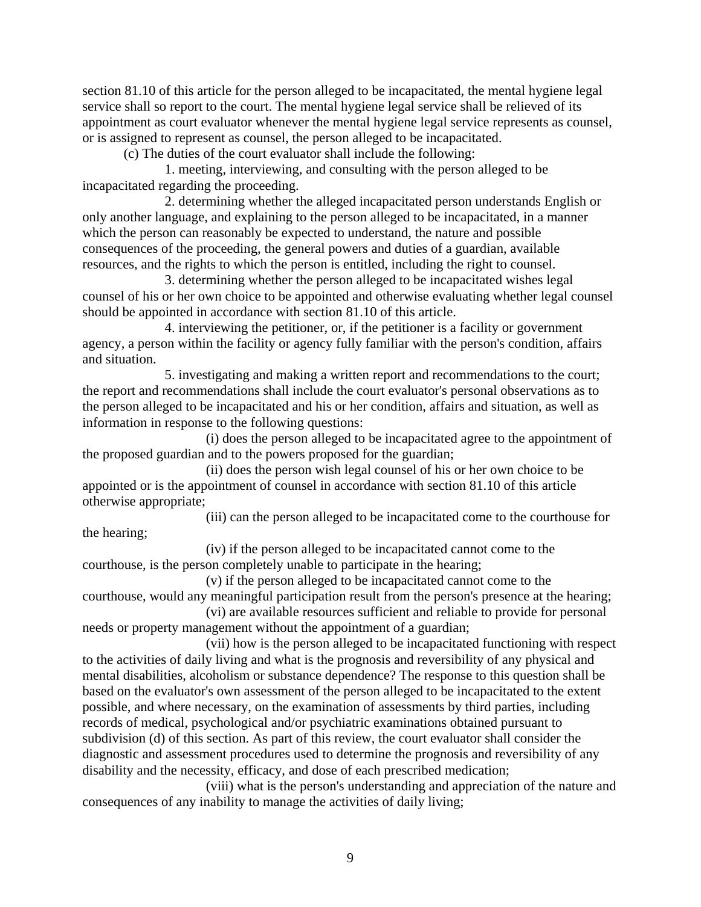section 81.10 of this article for the person alleged to be incapacitated, the mental hygiene legal service shall so report to the court. The mental hygiene legal service shall be relieved of its appointment as court evaluator whenever the mental hygiene legal service represents as counsel, or is assigned to represent as counsel, the person alleged to be incapacitated.

(c) The duties of the court evaluator shall include the following:

1. meeting, interviewing, and consulting with the person alleged to be incapacitated regarding the proceeding.

2. determining whether the alleged incapacitated person understands English or only another language, and explaining to the person alleged to be incapacitated, in a manner which the person can reasonably be expected to understand, the nature and possible consequences of the proceeding, the general powers and duties of a guardian, available resources, and the rights to which the person is entitled, including the right to counsel.

3. determining whether the person alleged to be incapacitated wishes legal counsel of his or her own choice to be appointed and otherwise evaluating whether legal counsel should be appointed in accordance with section 81.10 of this article.

4. interviewing the petitioner, or, if the petitioner is a facility or government agency, a person within the facility or agency fully familiar with the person's condition, affairs and situation.

5. investigating and making a written report and recommendations to the court; the report and recommendations shall include the court evaluator's personal observations as to the person alleged to be incapacitated and his or her condition, affairs and situation, as well as information in response to the following questions:

(i) does the person alleged to be incapacitated agree to the appointment of the proposed guardian and to the powers proposed for the guardian;

(ii) does the person wish legal counsel of his or her own choice to be appointed or is the appointment of counsel in accordance with section 81.10 of this article otherwise appropriate;

(iii) can the person alleged to be incapacitated come to the courthouse for the hearing;

(iv) if the person alleged to be incapacitated cannot come to the courthouse, is the person completely unable to participate in the hearing;

(v) if the person alleged to be incapacitated cannot come to the courthouse, would any meaningful participation result from the person's presence at the hearing;

(vi) are available resources sufficient and reliable to provide for personal needs or property management without the appointment of a guardian;

(vii) how is the person alleged to be incapacitated functioning with respect to the activities of daily living and what is the prognosis and reversibility of any physical and mental disabilities, alcoholism or substance dependence? The response to this question shall be based on the evaluator's own assessment of the person alleged to be incapacitated to the extent possible, and where necessary, on the examination of assessments by third parties, including records of medical, psychological and/or psychiatric examinations obtained pursuant to subdivision (d) of this section. As part of this review, the court evaluator shall consider the diagnostic and assessment procedures used to determine the prognosis and reversibility of any disability and the necessity, efficacy, and dose of each prescribed medication;

(viii) what is the person's understanding and appreciation of the nature and consequences of any inability to manage the activities of daily living;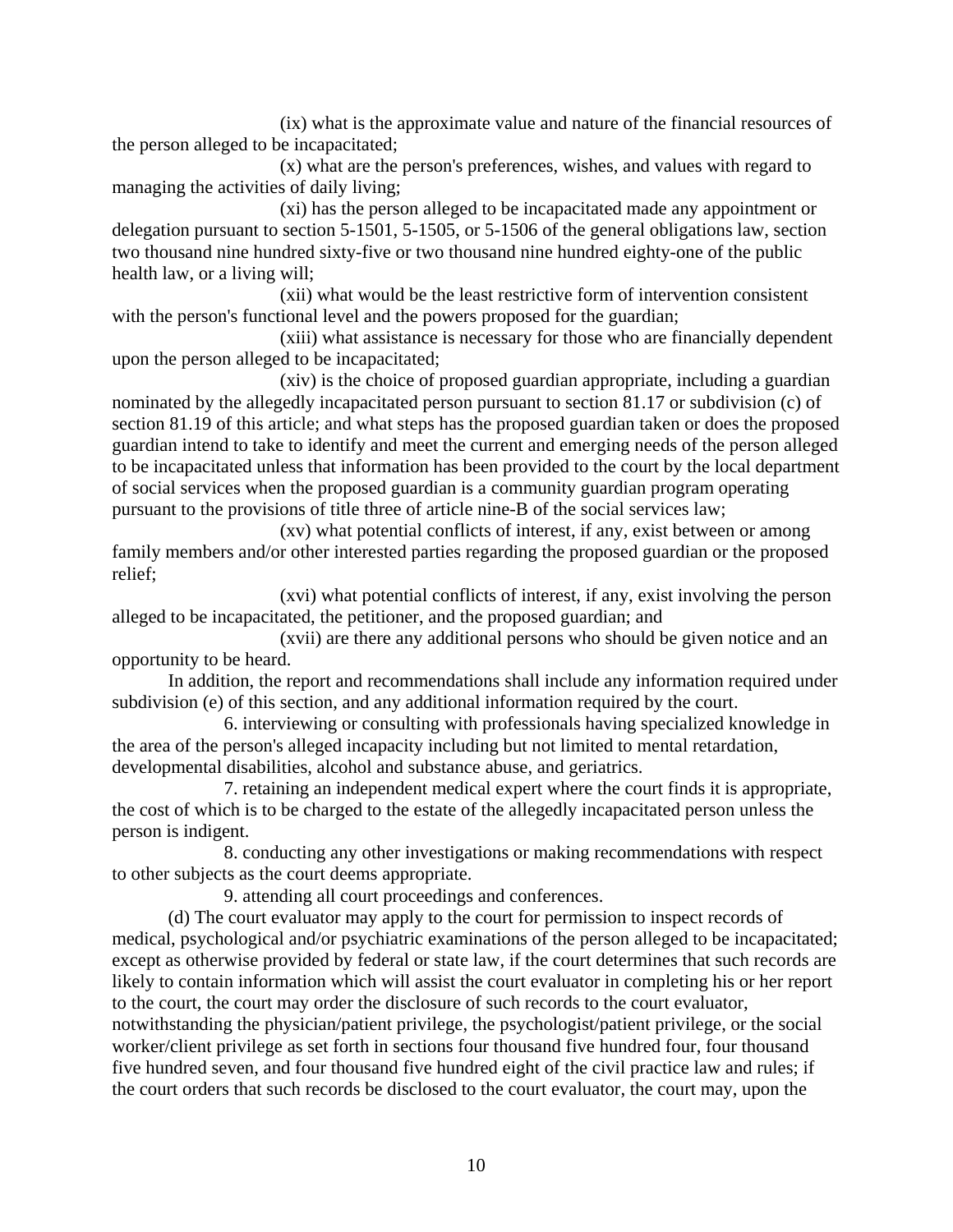(ix) what is the approximate value and nature of the financial resources of the person alleged to be incapacitated;

(x) what are the person's preferences, wishes, and values with regard to managing the activities of daily living;

(xi) has the person alleged to be incapacitated made any appointment or delegation pursuant to section 5-1501, 5-1505, or 5-1506 of the general obligations law, section two thousand nine hundred sixty-five or two thousand nine hundred eighty-one of the public health law, or a living will;

(xii) what would be the least restrictive form of intervention consistent with the person's functional level and the powers proposed for the guardian;

(xiii) what assistance is necessary for those who are financially dependent upon the person alleged to be incapacitated;

(xiv) is the choice of proposed guardian appropriate, including a guardian nominated by the allegedly incapacitated person pursuant to section 81.17 or subdivision (c) of section 81.19 of this article; and what steps has the proposed guardian taken or does the proposed guardian intend to take to identify and meet the current and emerging needs of the person alleged to be incapacitated unless that information has been provided to the court by the local department of social services when the proposed guardian is a community guardian program operating pursuant to the provisions of title three of article nine-B of the social services law;

(xv) what potential conflicts of interest, if any, exist between or among family members and/or other interested parties regarding the proposed guardian or the proposed relief;

(xvi) what potential conflicts of interest, if any, exist involving the person alleged to be incapacitated, the petitioner, and the proposed guardian; and

(xvii) are there any additional persons who should be given notice and an opportunity to be heard.

In addition, the report and recommendations shall include any information required under subdivision (e) of this section, and any additional information required by the court.

6. interviewing or consulting with professionals having specialized knowledge in the area of the person's alleged incapacity including but not limited to mental retardation, developmental disabilities, alcohol and substance abuse, and geriatrics.

7. retaining an independent medical expert where the court finds it is appropriate, the cost of which is to be charged to the estate of the allegedly incapacitated person unless the person is indigent.

8. conducting any other investigations or making recommendations with respect to other subjects as the court deems appropriate.

9. attending all court proceedings and conferences.

(d) The court evaluator may apply to the court for permission to inspect records of medical, psychological and/or psychiatric examinations of the person alleged to be incapacitated; except as otherwise provided by federal or state law, if the court determines that such records are likely to contain information which will assist the court evaluator in completing his or her report to the court, the court may order the disclosure of such records to the court evaluator, notwithstanding the physician/patient privilege, the psychologist/patient privilege, or the social worker/client privilege as set forth in sections four thousand five hundred four, four thousand five hundred seven, and four thousand five hundred eight of the civil practice law and rules; if the court orders that such records be disclosed to the court evaluator, the court may, upon the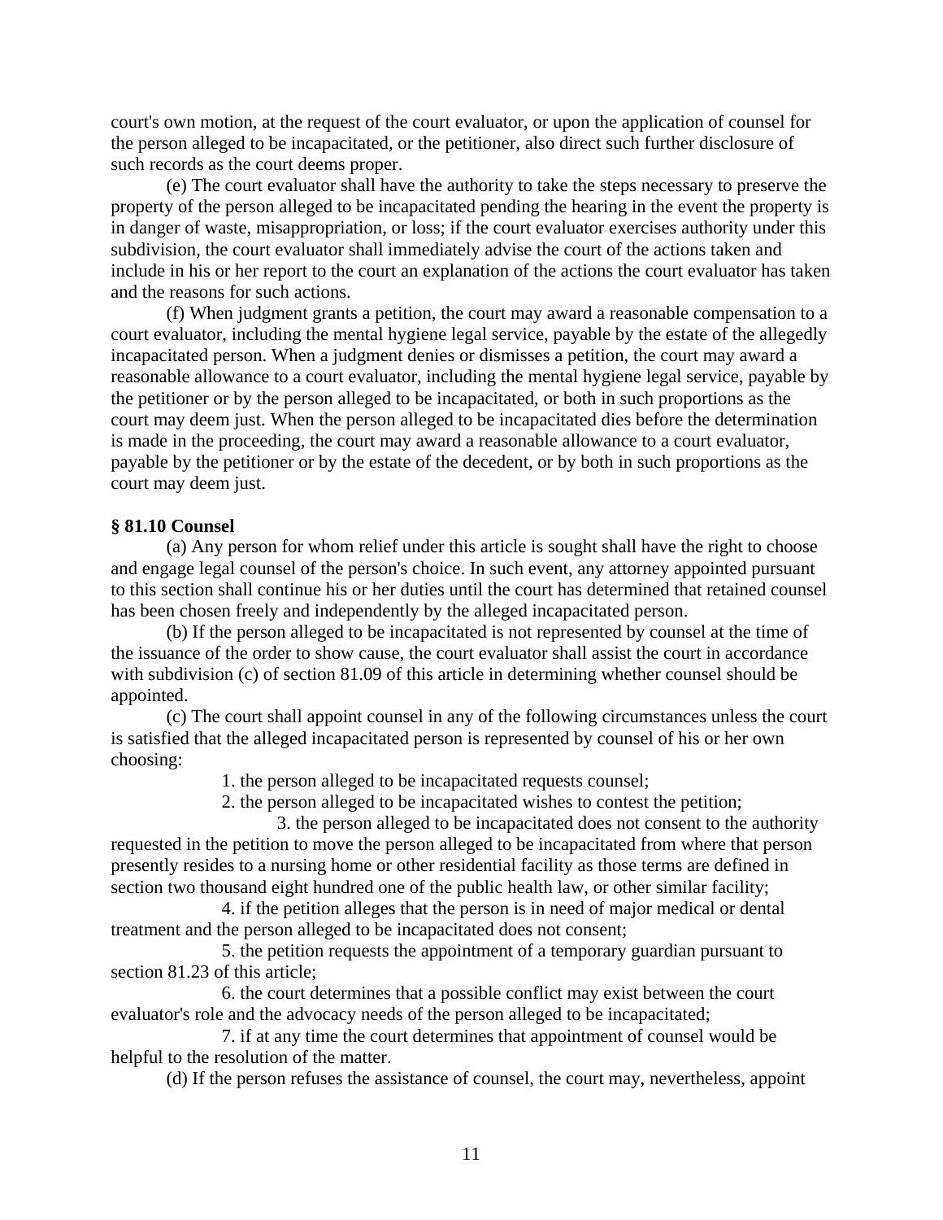court's own motion, at the request of the court evaluator, or upon the application of counsel for the person alleged to be incapacitated, or the petitioner, also direct such further disclosure of such records as the court deems proper.

(e) The court evaluator shall have the authority to take the steps necessary to preserve the property of the person alleged to be incapacitated pending the hearing in the event the property is in danger of waste, misappropriation, or loss; if the court evaluator exercises authority under this subdivision, the court evaluator shall immediately advise the court of the actions taken and include in his or her report to the court an explanation of the actions the court evaluator has taken and the reasons for such actions.

(f) When judgment grants a petition, the court may award a reasonable compensation to a court evaluator, including the mental hygiene legal service, payable by the estate of the allegedly incapacitated person. When a judgment denies or dismisses a petition, the court may award a reasonable allowance to a court evaluator, including the mental hygiene legal service, payable by the petitioner or by the person alleged to be incapacitated, or both in such proportions as the court may deem just. When the person alleged to be incapacitated dies before the determination is made in the proceeding, the court may award a reasonable allowance to a court evaluator, payable by the petitioner or by the estate of the decedent, or by both in such proportions as the court may deem just.

**§ 81.10 Counsel**

(a) Any person for whom relief under this article is sought shall have the right to choose and engage legal counsel of the person's choice. In such event, any attorney appointed pursuant to this section shall continue his or her duties until the court has determined that retained counsel has been chosen freely and independently by the alleged incapacitated person.

(b) If the person alleged to be incapacitated is not represented by counsel at the time of the issuance of the order to show cause, the court evaluator shall assist the court in accordance with subdivision (c) of section 81.09 of this article in determining whether counsel should be appointed.

(c) The court shall appoint counsel in any of the following circumstances unless the court is satisfied that the alleged incapacitated person is represented by counsel of his or her own choosing:

1. the person alleged to be incapacitated requests counsel;

2. the person alleged to be incapacitated wishes to contest the petition;

3. the person alleged to be incapacitated does not consent to the authority requested in the petition to move the person alleged to be incapacitated from where that person presently resides to a nursing home or other residential facility as those terms are defined in section two thousand eight hundred one of the public health law, or other similar facility;

4. if the petition alleges that the person is in need of major medical or dental treatment and the person alleged to be incapacitated does not consent;

5. the petition requests the appointment of a temporary guardian pursuant to section 81.23 of this article;

6. the court determines that a possible conflict may exist between the court evaluator's role and the advocacy needs of the person alleged to be incapacitated;

7. if at any time the court determines that appointment of counsel would be helpful to the resolution of the matter.

(d) If the person refuses the assistance of counsel, the court may, nevertheless, appoint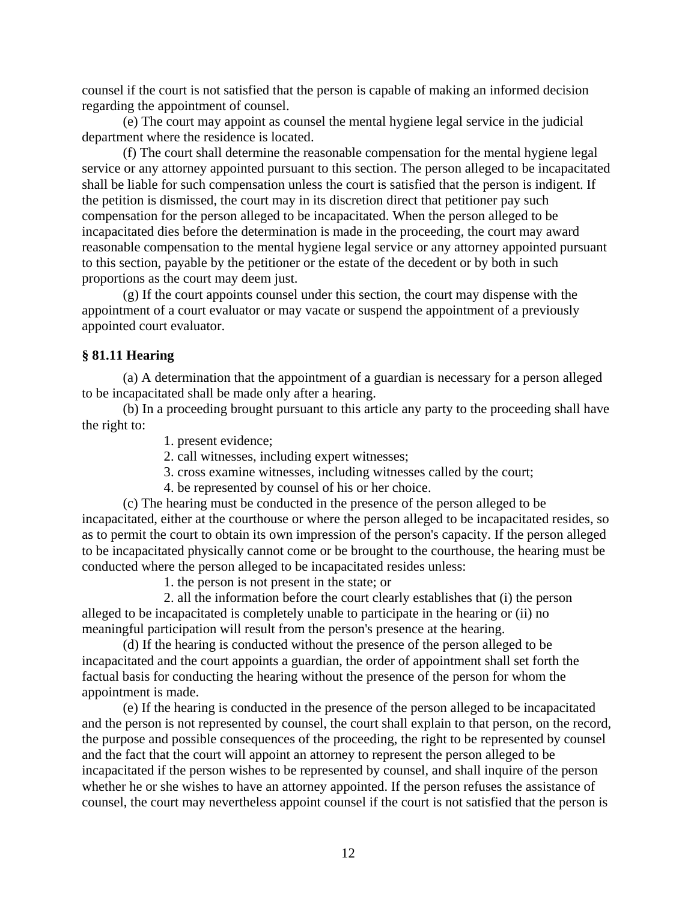counsel if the court is not satisfied that the person is capable of making an informed decision regarding the appointment of counsel.

(e) The court may appoint as counsel the mental hygiene legal service in the judicial department where the residence is located.

(f) The court shall determine the reasonable compensation for the mental hygiene legal service or any attorney appointed pursuant to this section. The person alleged to be incapacitated shall be liable for such compensation unless the court is satisfied that the person is indigent. If the petition is dismissed, the court may in its discretion direct that petitioner pay such compensation for the person alleged to be incapacitated. When the person alleged to be incapacitated dies before the determination is made in the proceeding, the court may award reasonable compensation to the mental hygiene legal service or any attorney appointed pursuant to this section, payable by the petitioner or the estate of the decedent or by both in such proportions as the court may deem just.

(g) If the court appoints counsel under this section, the court may dispense with the appointment of a court evaluator or may vacate or suspend the appointment of a previously appointed court evaluator.

**§ 81.11 Hearing**

(a) A determination that the appointment of a guardian is necessary for a person alleged to be incapacitated shall be made only after a hearing.

(b) In a proceeding brought pursuant to this article any party to the proceeding shall have the right to:

1. present evidence;
2. call witnesses, including expert witnesses;
3. cross examine witnesses, including witnesses called by the court;
4. be represented by counsel of his or her choice.

(c) The hearing must be conducted in the presence of the person alleged to be incapacitated, either at the courthouse or where the person alleged to be incapacitated resides, so as to permit the court to obtain its own impression of the person's capacity. If the person alleged to be incapacitated physically cannot come or be brought to the courthouse, the hearing must be conducted where the person alleged to be incapacitated resides unless:

1. the person is not present in the state; or
2. all the information before the court clearly establishes that (i) the person alleged to be incapacitated is completely unable to participate in the hearing or (ii) no meaningful participation will result from the person's presence at the hearing.

(d) If the hearing is conducted without the presence of the person alleged to be incapacitated and the court appoints a guardian, the order of appointment shall set forth the factual basis for conducting the hearing without the presence of the person for whom the appointment is made.

(e) If the hearing is conducted in the presence of the person alleged to be incapacitated and the person is not represented by counsel, the court shall explain to that person, on the record, the purpose and possible consequences of the proceeding, the right to be represented by counsel and the fact that the court will appoint an attorney to represent the person alleged to be incapacitated if the person wishes to be represented by counsel, and shall inquire of the person whether he or she wishes to have an attorney appointed. If the person refuses the assistance of counsel, the court may nevertheless appoint counsel if the court is not satisfied that the person is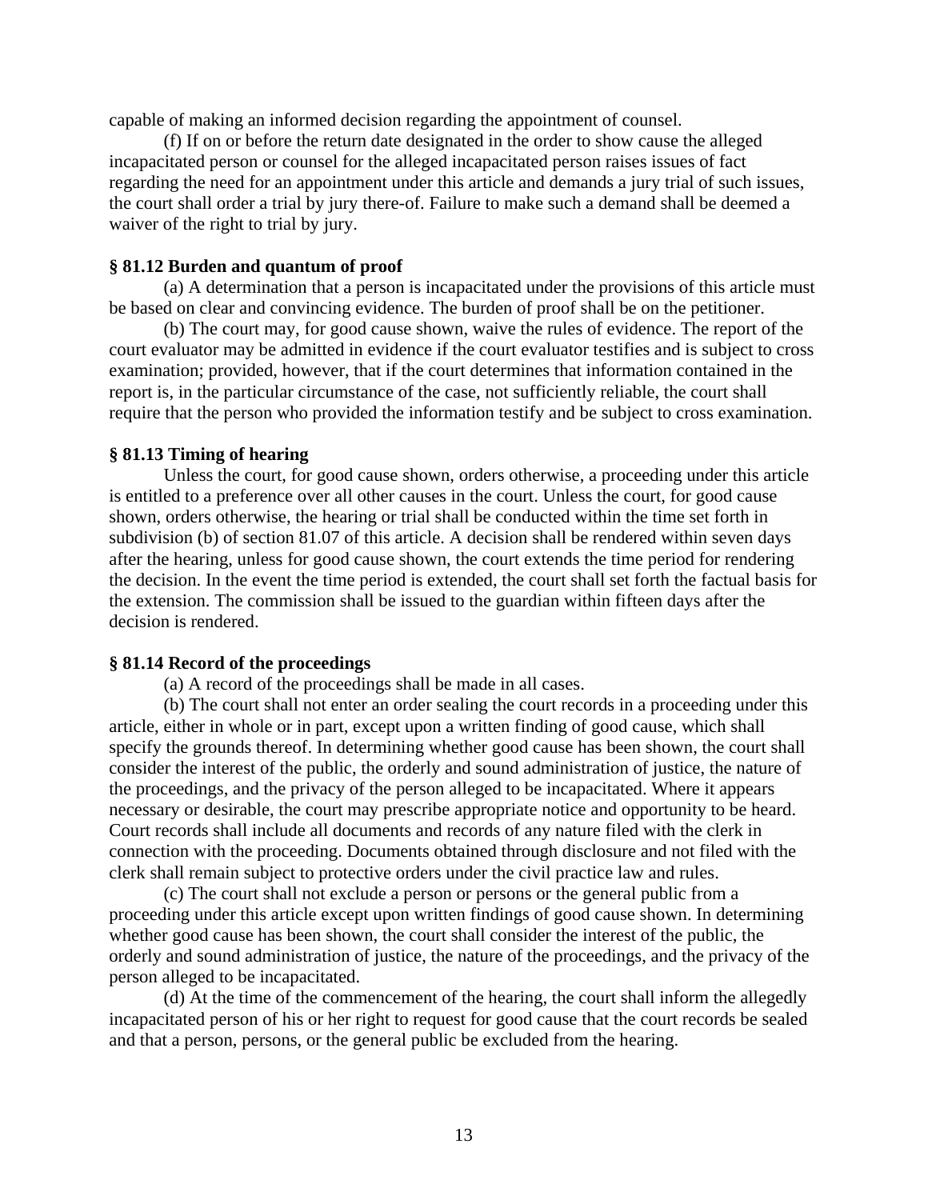capable of making an informed decision regarding the appointment of counsel.

(f) If on or before the return date designated in the order to show cause the alleged incapacitated person or counsel for the alleged incapacitated person raises issues of fact regarding the need for an appointment under this article and demands a jury trial of such issues, the court shall order a trial by jury there-of. Failure to make such a demand shall be deemed a waiver of the right to trial by jury.

**§ 81.12 Burden and quantum of proof**

(a) A determination that a person is incapacitated under the provisions of this article must be based on clear and convincing evidence. The burden of proof shall be on the petitioner.

(b) The court may, for good cause shown, waive the rules of evidence. The report of the court evaluator may be admitted in evidence if the court evaluator testifies and is subject to cross examination; provided, however, that if the court determines that information contained in the report is, in the particular circumstance of the case, not sufficiently reliable, the court shall require that the person who provided the information testify and be subject to cross examination.

**§ 81.13 Timing of hearing**

Unless the court, for good cause shown, orders otherwise, a proceeding under this article is entitled to a preference over all other causes in the court. Unless the court, for good cause shown, orders otherwise, the hearing or trial shall be conducted within the time set forth in subdivision (b) of section 81.07 of this article. A decision shall be rendered within seven days after the hearing, unless for good cause shown, the court extends the time period for rendering the decision. In the event the time period is extended, the court shall set forth the factual basis for the extension. The commission shall be issued to the guardian within fifteen days after the decision is rendered.

**§ 81.14 Record of the proceedings**

(a) A record of the proceedings shall be made in all cases.

(b) The court shall not enter an order sealing the court records in a proceeding under this article, either in whole or in part, except upon a written finding of good cause, which shall specify the grounds thereof. In determining whether good cause has been shown, the court shall consider the interest of the public, the orderly and sound administration of justice, the nature of the proceedings, and the privacy of the person alleged to be incapacitated. Where it appears necessary or desirable, the court may prescribe appropriate notice and opportunity to be heard. Court records shall include all documents and records of any nature filed with the clerk in connection with the proceeding. Documents obtained through disclosure and not filed with the clerk shall remain subject to protective orders under the civil practice law and rules.

(c) The court shall not exclude a person or persons or the general public from a proceeding under this article except upon written findings of good cause shown. In determining whether good cause has been shown, the court shall consider the interest of the public, the orderly and sound administration of justice, the nature of the proceedings, and the privacy of the person alleged to be incapacitated.

(d) At the time of the commencement of the hearing, the court shall inform the allegedly incapacitated person of his or her right to request for good cause that the court records be sealed and that a person, persons, or the general public be excluded from the hearing.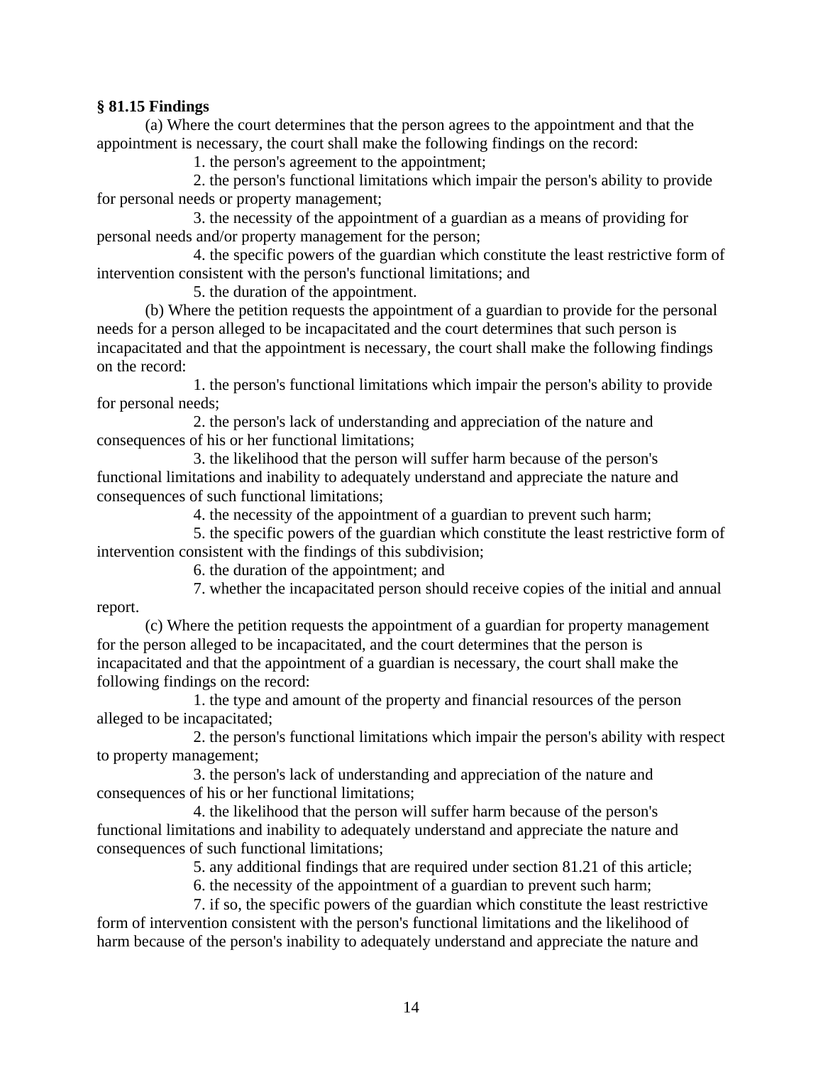**§ 81.15 Findings**

(a) Where the court determines that the person agrees to the appointment and that the appointment is necessary, the court shall make the following findings on the record:

1. the person's agreement to the appointment;
2. the person's functional limitations which impair the person's ability to provide for personal needs or property management;
3. the necessity of the appointment of a guardian as a means of providing for personal needs and/or property management for the person;
4. the specific powers of the guardian which constitute the least restrictive form of intervention consistent with the person's functional limitations; and
5. the duration of the appointment.

(b) Where the petition requests the appointment of a guardian to provide for the personal needs for a person alleged to be incapacitated and the court determines that such person is incapacitated and that the appointment is necessary, the court shall make the following findings on the record:

1. the person's functional limitations which impair the person's ability to provide for personal needs;
2. the person's lack of understanding and appreciation of the nature and consequences of his or her functional limitations;
3. the likelihood that the person will suffer harm because of the person's functional limitations and inability to adequately understand and appreciate the nature and consequences of such functional limitations;
4. the necessity of the appointment of a guardian to prevent such harm;
5. the specific powers of the guardian which constitute the least restrictive form of intervention consistent with the findings of this subdivision;
6. the duration of the appointment; and
7. whether the incapacitated person should receive copies of the initial and annual report.

(c) Where the petition requests the appointment of a guardian for property management for the person alleged to be incapacitated, and the court determines that the person is incapacitated and that the appointment of a guardian is necessary, the court shall make the following findings on the record:

1. the type and amount of the property and financial resources of the person alleged to be incapacitated;
2. the person's functional limitations which impair the person's ability with respect to property management;
3. the person's lack of understanding and appreciation of the nature and consequences of his or her functional limitations;
4. the likelihood that the person will suffer harm because of the person's functional limitations and inability to adequately understand and appreciate the nature and consequences of such functional limitations;
5. any additional findings that are required under section 81.21 of this article;
6. the necessity of the appointment of a guardian to prevent such harm;
7. if so, the specific powers of the guardian which constitute the least restrictive form of intervention consistent with the person's functional limitations and the likelihood of harm because of the person's inability to adequately understand and appreciate the nature and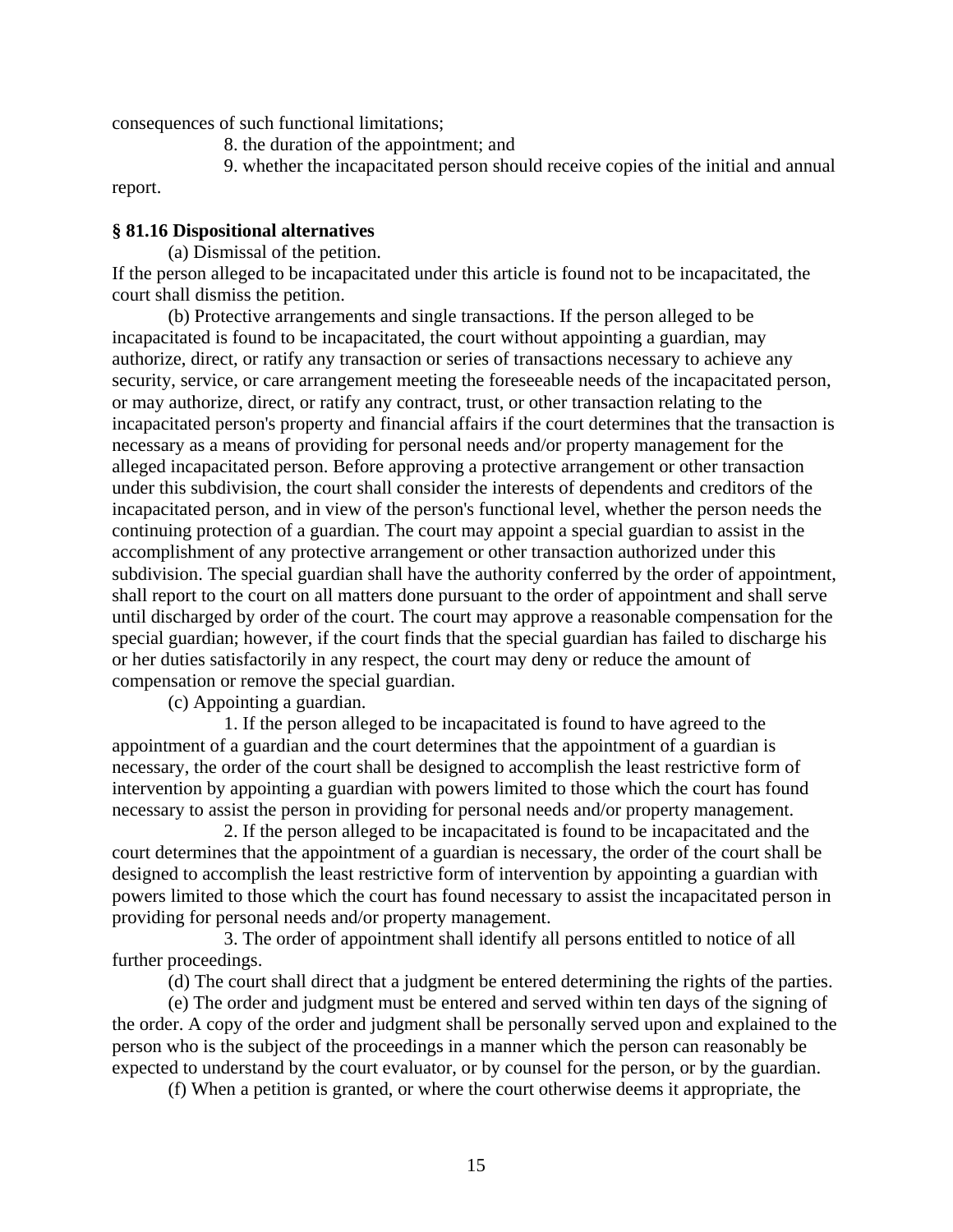consequences of such functional limitations;

8. the duration of the appointment; and

9. whether the incapacitated person should receive copies of the initial and annual report.

**§ 81.16 Dispositional alternatives**

(a) Dismissal of the petition.

If the person alleged to be incapacitated under this article is found not to be incapacitated, the court shall dismiss the petition.

(b) Protective arrangements and single transactions. If the person alleged to be incapacitated is found to be incapacitated, the court without appointing a guardian, may authorize, direct, or ratify any transaction or series of transactions necessary to achieve any security, service, or care arrangement meeting the foreseeable needs of the incapacitated person, or may authorize, direct, or ratify any contract, trust, or other transaction relating to the incapacitated person's property and financial affairs if the court determines that the transaction is necessary as a means of providing for personal needs and/or property management for the alleged incapacitated person. Before approving a protective arrangement or other transaction under this subdivision, the court shall consider the interests of dependents and creditors of the incapacitated person, and in view of the person's functional level, whether the person needs the continuing protection of a guardian. The court may appoint a special guardian to assist in the accomplishment of any protective arrangement or other transaction authorized under this subdivision. The special guardian shall have the authority conferred by the order of appointment, shall report to the court on all matters done pursuant to the order of appointment and shall serve until discharged by order of the court. The court may approve a reasonable compensation for the special guardian; however, if the court finds that the special guardian has failed to discharge his or her duties satisfactorily in any respect, the court may deny or reduce the amount of compensation or remove the special guardian.

(c) Appointing a guardian.

1. If the person alleged to be incapacitated is found to have agreed to the appointment of a guardian and the court determines that the appointment of a guardian is necessary, the order of the court shall be designed to accomplish the least restrictive form of intervention by appointing a guardian with powers limited to those which the court has found necessary to assist the person in providing for personal needs and/or property management.

2. If the person alleged to be incapacitated is found to be incapacitated and the court determines that the appointment of a guardian is necessary, the order of the court shall be designed to accomplish the least restrictive form of intervention by appointing a guardian with powers limited to those which the court has found necessary to assist the incapacitated person in providing for personal needs and/or property management.

3. The order of appointment shall identify all persons entitled to notice of all further proceedings.

(d) The court shall direct that a judgment be entered determining the rights of the parties.

(e) The order and judgment must be entered and served within ten days of the signing of the order. A copy of the order and judgment shall be personally served upon and explained to the person who is the subject of the proceedings in a manner which the person can reasonably be expected to understand by the court evaluator, or by counsel for the person, or by the guardian.

(f) When a petition is granted, or where the court otherwise deems it appropriate, the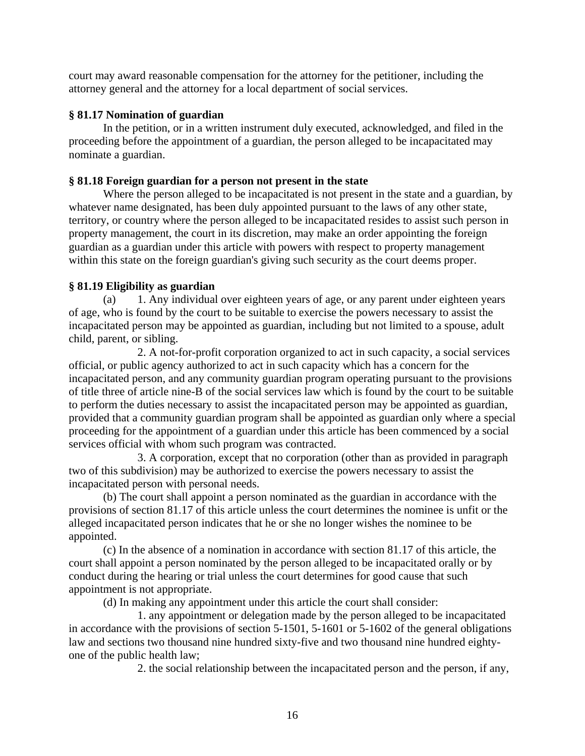court may award reasonable compensation for the attorney for the petitioner, including the attorney general and the attorney for a local department of social services.

**§ 81.17 Nomination of guardian**

In the petition, or in a written instrument duly executed, acknowledged, and filed in the proceeding before the appointment of a guardian, the person alleged to be incapacitated may nominate a guardian.

**§ 81.18 Foreign guardian for a person not present in the state**

Where the person alleged to be incapacitated is not present in the state and a guardian, by whatever name designated, has been duly appointed pursuant to the laws of any other state, territory, or country where the person alleged to be incapacitated resides to assist such person in property management, the court in its discretion, may make an order appointing the foreign guardian as a guardian under this article with powers with respect to property management within this state on the foreign guardian's giving such security as the court deems proper.

**§ 81.19 Eligibility as guardian**

(a) 1. Any individual over eighteen years of age, or any parent under eighteen years of age, who is found by the court to be suitable to exercise the powers necessary to assist the incapacitated person may be appointed as guardian, including but not limited to a spouse, adult child, parent, or sibling.

2. A not-for-profit corporation organized to act in such capacity, a social services official, or public agency authorized to act in such capacity which has a concern for the incapacitated person, and any community guardian program operating pursuant to the provisions of title three of article nine-B of the social services law which is found by the court to be suitable to perform the duties necessary to assist the incapacitated person may be appointed as guardian, provided that a community guardian program shall be appointed as guardian only where a special proceeding for the appointment of a guardian under this article has been commenced by a social services official with whom such program was contracted.

3. A corporation, except that no corporation (other than as provided in paragraph two of this subdivision) may be authorized to exercise the powers necessary to assist the incapacitated person with personal needs.

(b) The court shall appoint a person nominated as the guardian in accordance with the provisions of section 81.17 of this article unless the court determines the nominee is unfit or the alleged incapacitated person indicates that he or she no longer wishes the nominee to be appointed.

(c) In the absence of a nomination in accordance with section 81.17 of this article, the court shall appoint a person nominated by the person alleged to be incapacitated orally or by conduct during the hearing or trial unless the court determines for good cause that such appointment is not appropriate.

(d) In making any appointment under this article the court shall consider:

1. any appointment or delegation made by the person alleged to be incapacitated in accordance with the provisions of section 5-1501, 5-1601 or 5-1602 of the general obligations law and sections two thousand nine hundred sixty-five and two thousand nine hundred eighty-one of the public health law;

2. the social relationship between the incapacitated person and the person, if any,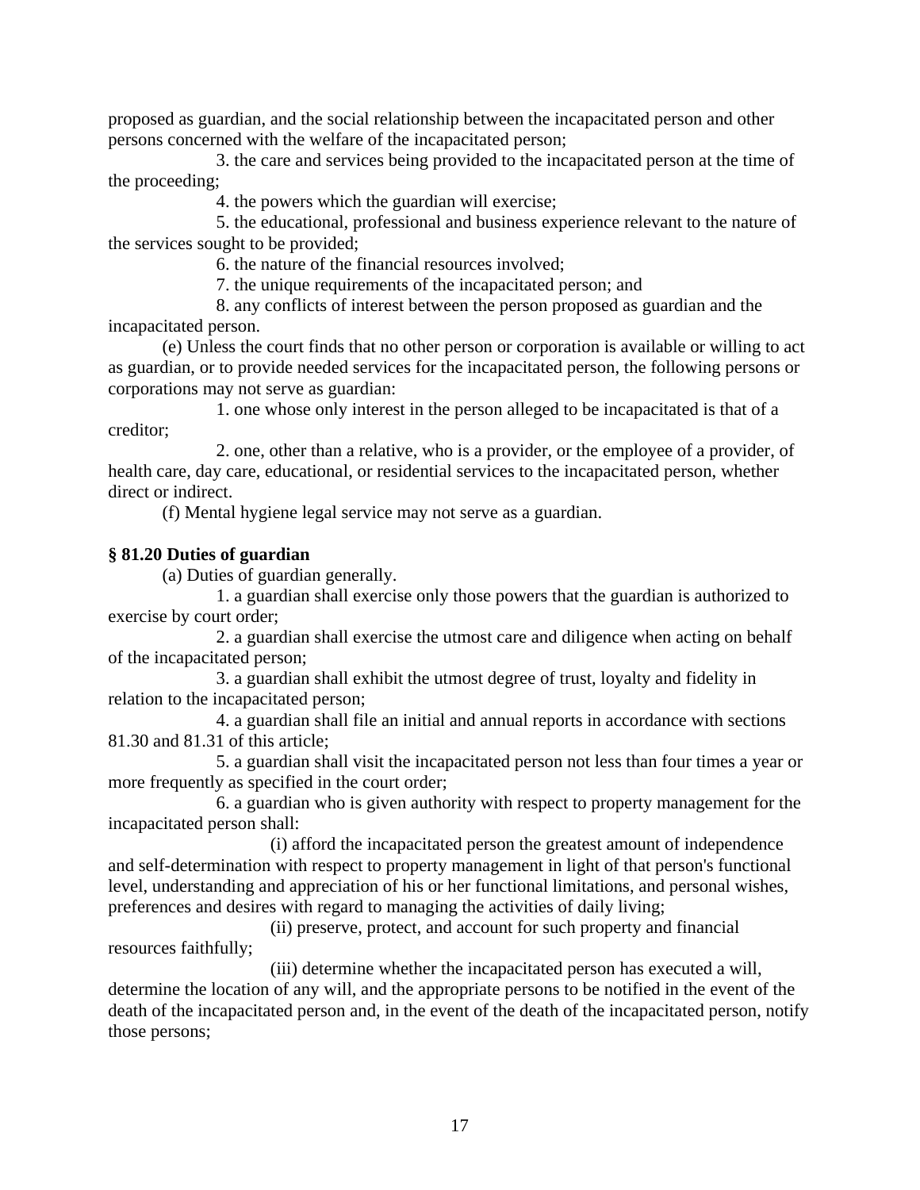proposed as guardian, and the social relationship between the incapacitated person and other persons concerned with the welfare of the incapacitated person;

3. the care and services being provided to the incapacitated person at the time of the proceeding;

4. the powers which the guardian will exercise;

5. the educational, professional and business experience relevant to the nature of the services sought to be provided;

6. the nature of the financial resources involved;

7. the unique requirements of the incapacitated person; and

8. any conflicts of interest between the person proposed as guardian and the incapacitated person.

(e) Unless the court finds that no other person or corporation is available or willing to act as guardian, or to provide needed services for the incapacitated person, the following persons or corporations may not serve as guardian:

1. one whose only interest in the person alleged to be incapacitated is that of a creditor;

2. one, other than a relative, who is a provider, or the employee of a provider, of health care, day care, educational, or residential services to the incapacitated person, whether direct or indirect.

(f) Mental hygiene legal service may not serve as a guardian.

**§ 81.20 Duties of guardian**

(a) Duties of guardian generally.

1. a guardian shall exercise only those powers that the guardian is authorized to exercise by court order;

2. a guardian shall exercise the utmost care and diligence when acting on behalf of the incapacitated person;

3. a guardian shall exhibit the utmost degree of trust, loyalty and fidelity in relation to the incapacitated person;

4. a guardian shall file an initial and annual reports in accordance with sections 81.30 and 81.31 of this article;

5. a guardian shall visit the incapacitated person not less than four times a year or more frequently as specified in the court order;

6. a guardian who is given authority with respect to property management for the incapacitated person shall:

(i) afford the incapacitated person the greatest amount of independence and self-determination with respect to property management in light of that person's functional level, understanding and appreciation of his or her functional limitations, and personal wishes, preferences and desires with regard to managing the activities of daily living;

(ii) preserve, protect, and account for such property and financial resources faithfully;

(iii) determine whether the incapacitated person has executed a will, determine the location of any will, and the appropriate persons to be notified in the event of the death of the incapacitated person and, in the event of the death of the incapacitated person, notify those persons;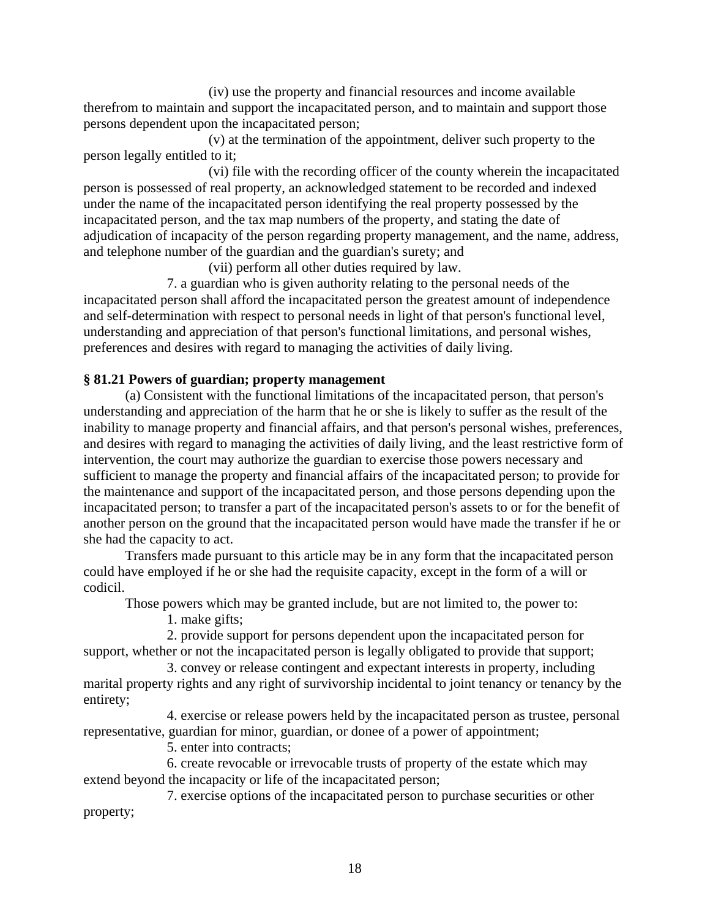(iv) use the property and financial resources and income available therefrom to maintain and support the incapacitated person, and to maintain and support those persons dependent upon the incapacitated person;

(v) at the termination of the appointment, deliver such property to the person legally entitled to it;

(vi) file with the recording officer of the county wherein the incapacitated person is possessed of real property, an acknowledged statement to be recorded and indexed under the name of the incapacitated person identifying the real property possessed by the incapacitated person, and the tax map numbers of the property, and stating the date of adjudication of incapacity of the person regarding property management, and the name, address, and telephone number of the guardian and the guardian's surety; and

(vii) perform all other duties required by law.

7. a guardian who is given authority relating to the personal needs of the incapacitated person shall afford the incapacitated person the greatest amount of independence and self-determination with respect to personal needs in light of that person's functional level, understanding and appreciation of that person's functional limitations, and personal wishes, preferences and desires with regard to managing the activities of daily living.

**§ 81.21 Powers of guardian; property management**

(a) Consistent with the functional limitations of the incapacitated person, that person's understanding and appreciation of the harm that he or she is likely to suffer as the result of the inability to manage property and financial affairs, and that person's personal wishes, preferences, and desires with regard to managing the activities of daily living, and the least restrictive form of intervention, the court may authorize the guardian to exercise those powers necessary and sufficient to manage the property and financial affairs of the incapacitated person; to provide for the maintenance and support of the incapacitated person, and those persons depending upon the incapacitated person; to transfer a part of the incapacitated person's assets to or for the benefit of another person on the ground that the incapacitated person would have made the transfer if he or she had the capacity to act.

Transfers made pursuant to this article may be in any form that the incapacitated person could have employed if he or she had the requisite capacity, except in the form of a will or codicil.

Those powers which may be granted include, but are not limited to, the power to:

1. make gifts;

2. provide support for persons dependent upon the incapacitated person for support, whether or not the incapacitated person is legally obligated to provide that support;

3. convey or release contingent and expectant interests in property, including marital property rights and any right of survivorship incidental to joint tenancy or tenancy by the entirety;

4. exercise or release powers held by the incapacitated person as trustee, personal representative, guardian for minor, guardian, or donee of a power of appointment;

5. enter into contracts;

6. create revocable or irrevocable trusts of property of the estate which may extend beyond the incapacity or life of the incapacitated person;

7. exercise options of the incapacitated person to purchase securities or other property;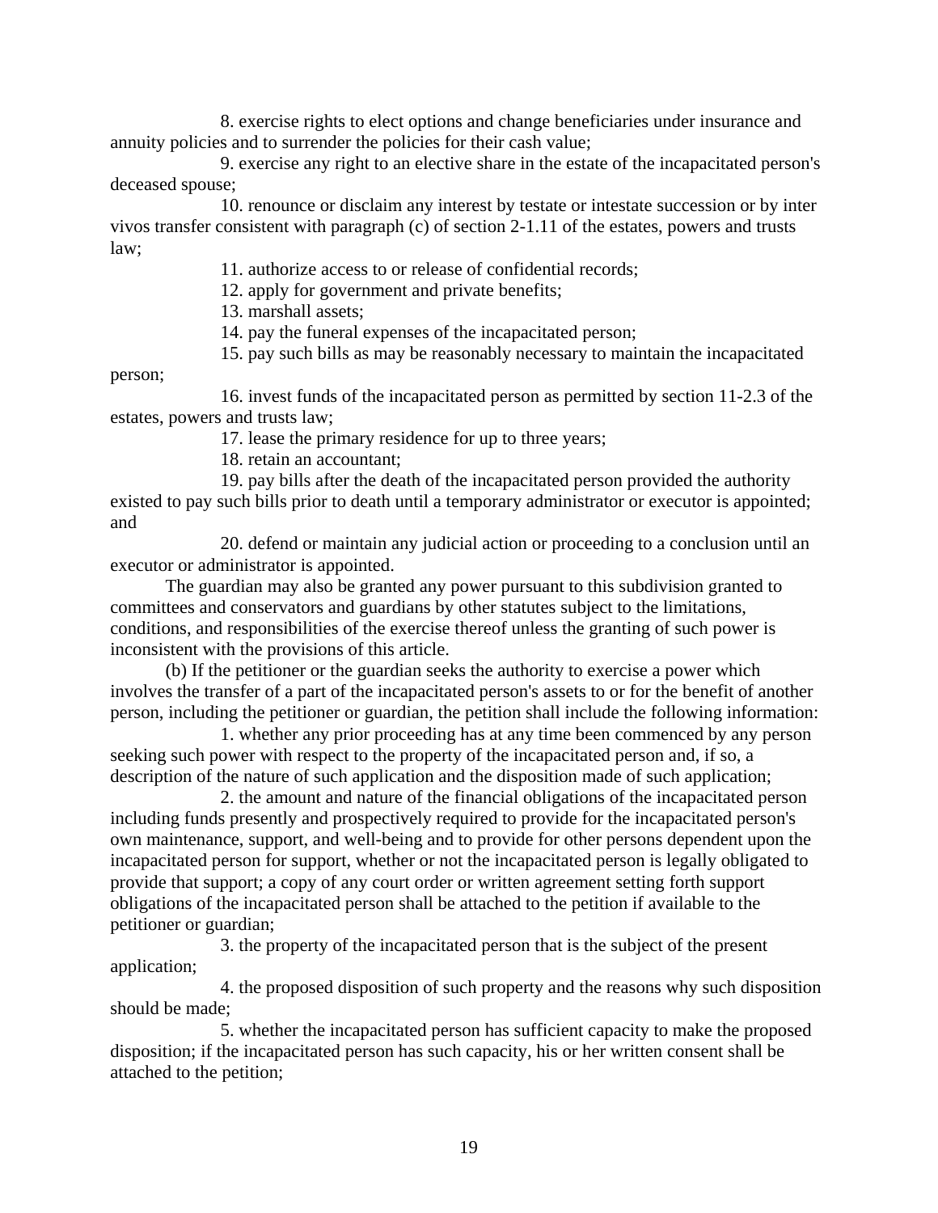8. exercise rights to elect options and change beneficiaries under insurance and annuity policies and to surrender the policies for their cash value;

9. exercise any right to an elective share in the estate of the incapacitated person's deceased spouse;

10. renounce or disclaim any interest by testate or intestate succession or by inter vivos transfer consistent with paragraph (c) of section 2-1.11 of the estates, powers and trusts law;

11. authorize access to or release of confidential records;

12. apply for government and private benefits;

13. marshall assets;

14. pay the funeral expenses of the incapacitated person;

15. pay such bills as may be reasonably necessary to maintain the incapacitated person;

16. invest funds of the incapacitated person as permitted by section 11-2.3 of the estates, powers and trusts law;

17. lease the primary residence for up to three years;

18. retain an accountant;

19. pay bills after the death of the incapacitated person provided the authority existed to pay such bills prior to death until a temporary administrator or executor is appointed; and

20. defend or maintain any judicial action or proceeding to a conclusion until an executor or administrator is appointed.

The guardian may also be granted any power pursuant to this subdivision granted to committees and conservators and guardians by other statutes subject to the limitations, conditions, and responsibilities of the exercise thereof unless the granting of such power is inconsistent with the provisions of this article.

(b) If the petitioner or the guardian seeks the authority to exercise a power which involves the transfer of a part of the incapacitated person's assets to or for the benefit of another person, including the petitioner or guardian, the petition shall include the following information:

1. whether any prior proceeding has at any time been commenced by any person seeking such power with respect to the property of the incapacitated person and, if so, a description of the nature of such application and the disposition made of such application;

2. the amount and nature of the financial obligations of the incapacitated person including funds presently and prospectively required to provide for the incapacitated person's own maintenance, support, and well-being and to provide for other persons dependent upon the incapacitated person for support, whether or not the incapacitated person is legally obligated to provide that support; a copy of any court order or written agreement setting forth support obligations of the incapacitated person shall be attached to the petition if available to the petitioner or guardian;

3. the property of the incapacitated person that is the subject of the present application;

4. the proposed disposition of such property and the reasons why such disposition should be made;

5. whether the incapacitated person has sufficient capacity to make the proposed disposition; if the incapacitated person has such capacity, his or her written consent shall be attached to the petition;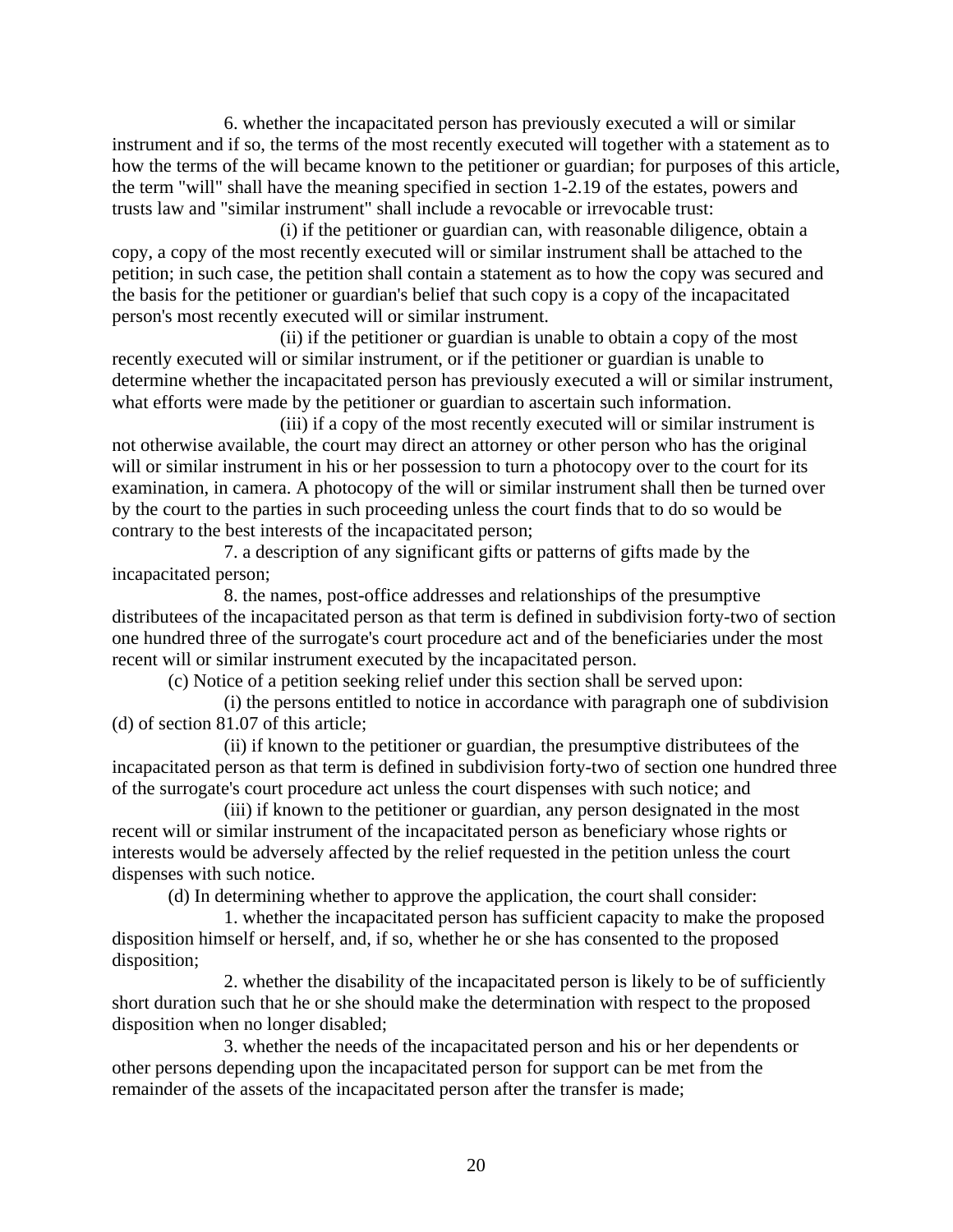6. whether the incapacitated person has previously executed a will or similar instrument and if so, the terms of the most recently executed will together with a statement as to how the terms of the will became known to the petitioner or guardian; for purposes of this article, the term "will" shall have the meaning specified in section 1-2.19 of the estates, powers and trusts law and "similar instrument" shall include a revocable or irrevocable trust:

(i) if the petitioner or guardian can, with reasonable diligence, obtain a copy, a copy of the most recently executed will or similar instrument shall be attached to the petition; in such case, the petition shall contain a statement as to how the copy was secured and the basis for the petitioner or guardian's belief that such copy is a copy of the incapacitated person's most recently executed will or similar instrument.

(ii) if the petitioner or guardian is unable to obtain a copy of the most recently executed will or similar instrument, or if the petitioner or guardian is unable to determine whether the incapacitated person has previously executed a will or similar instrument, what efforts were made by the petitioner or guardian to ascertain such information.

(iii) if a copy of the most recently executed will or similar instrument is not otherwise available, the court may direct an attorney or other person who has the original will or similar instrument in his or her possession to turn a photocopy over to the court for its examination, in camera. A photocopy of the will or similar instrument shall then be turned over by the court to the parties in such proceeding unless the court finds that to do so would be contrary to the best interests of the incapacitated person;

7. a description of any significant gifts or patterns of gifts made by the incapacitated person;

8. the names, post-office addresses and relationships of the presumptive distributees of the incapacitated person as that term is defined in subdivision forty-two of section one hundred three of the surrogate's court procedure act and of the beneficiaries under the most recent will or similar instrument executed by the incapacitated person.

(c) Notice of a petition seeking relief under this section shall be served upon:

(i) the persons entitled to notice in accordance with paragraph one of subdivision (d) of section 81.07 of this article;

(ii) if known to the petitioner or guardian, the presumptive distributees of the incapacitated person as that term is defined in subdivision forty-two of section one hundred three of the surrogate's court procedure act unless the court dispenses with such notice; and

(iii) if known to the petitioner or guardian, any person designated in the most recent will or similar instrument of the incapacitated person as beneficiary whose rights or interests would be adversely affected by the relief requested in the petition unless the court dispenses with such notice.

(d) In determining whether to approve the application, the court shall consider:

1. whether the incapacitated person has sufficient capacity to make the proposed disposition himself or herself, and, if so, whether he or she has consented to the proposed disposition;

2. whether the disability of the incapacitated person is likely to be of sufficiently short duration such that he or she should make the determination with respect to the proposed disposition when no longer disabled;

3. whether the needs of the incapacitated person and his or her dependents or other persons depending upon the incapacitated person for support can be met from the remainder of the assets of the incapacitated person after the transfer is made;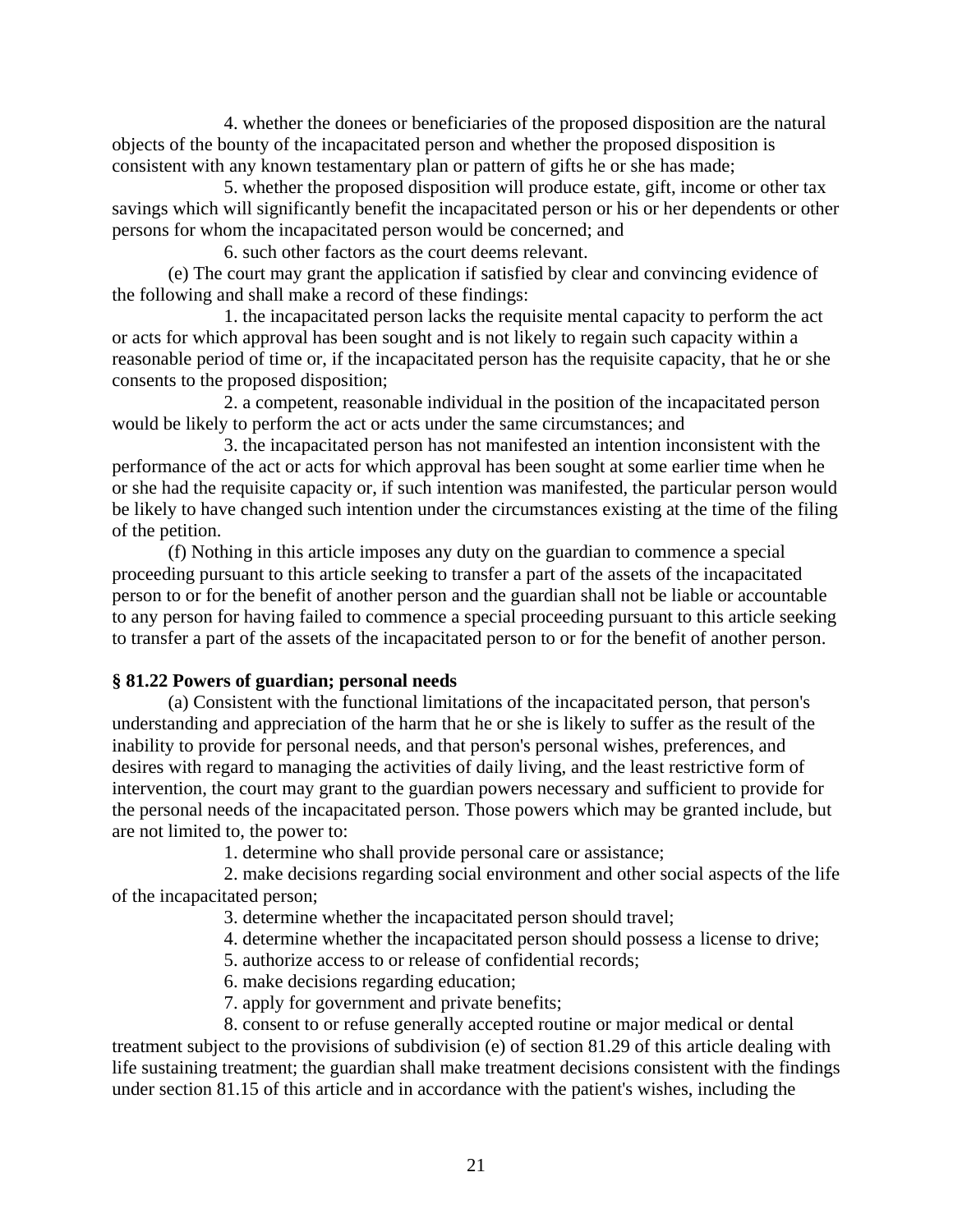4. whether the donees or beneficiaries of the proposed disposition are the natural objects of the bounty of the incapacitated person and whether the proposed disposition is consistent with any known testamentary plan or pattern of gifts he or she has made;

5. whether the proposed disposition will produce estate, gift, income or other tax savings which will significantly benefit the incapacitated person or his or her dependents or other persons for whom the incapacitated person would be concerned; and

6. such other factors as the court deems relevant.

(e) The court may grant the application if satisfied by clear and convincing evidence of the following and shall make a record of these findings:

1. the incapacitated person lacks the requisite mental capacity to perform the act or acts for which approval has been sought and is not likely to regain such capacity within a reasonable period of time or, if the incapacitated person has the requisite capacity, that he or she consents to the proposed disposition;

2. a competent, reasonable individual in the position of the incapacitated person would be likely to perform the act or acts under the same circumstances; and

3. the incapacitated person has not manifested an intention inconsistent with the performance of the act or acts for which approval has been sought at some earlier time when he or she had the requisite capacity or, if such intention was manifested, the particular person would be likely to have changed such intention under the circumstances existing at the time of the filing of the petition.

(f) Nothing in this article imposes any duty on the guardian to commence a special proceeding pursuant to this article seeking to transfer a part of the assets of the incapacitated person to or for the benefit of another person and the guardian shall not be liable or accountable to any person for having failed to commence a special proceeding pursuant to this article seeking to transfer a part of the assets of the incapacitated person to or for the benefit of another person.

**§ 81.22 Powers of guardian; personal needs**

(a) Consistent with the functional limitations of the incapacitated person, that person's understanding and appreciation of the harm that he or she is likely to suffer as the result of the inability to provide for personal needs, and that person's personal wishes, preferences, and desires with regard to managing the activities of daily living, and the least restrictive form of intervention, the court may grant to the guardian powers necessary and sufficient to provide for the personal needs of the incapacitated person. Those powers which may be granted include, but are not limited to, the power to:

1. determine who shall provide personal care or assistance;

2. make decisions regarding social environment and other social aspects of the life of the incapacitated person;

3. determine whether the incapacitated person should travel;

4. determine whether the incapacitated person should possess a license to drive;

5. authorize access to or release of confidential records;

6. make decisions regarding education;

7. apply for government and private benefits;

8. consent to or refuse generally accepted routine or major medical or dental treatment subject to the provisions of subdivision (e) of section 81.29 of this article dealing with life sustaining treatment; the guardian shall make treatment decisions consistent with the findings under section 81.15 of this article and in accordance with the patient's wishes, including the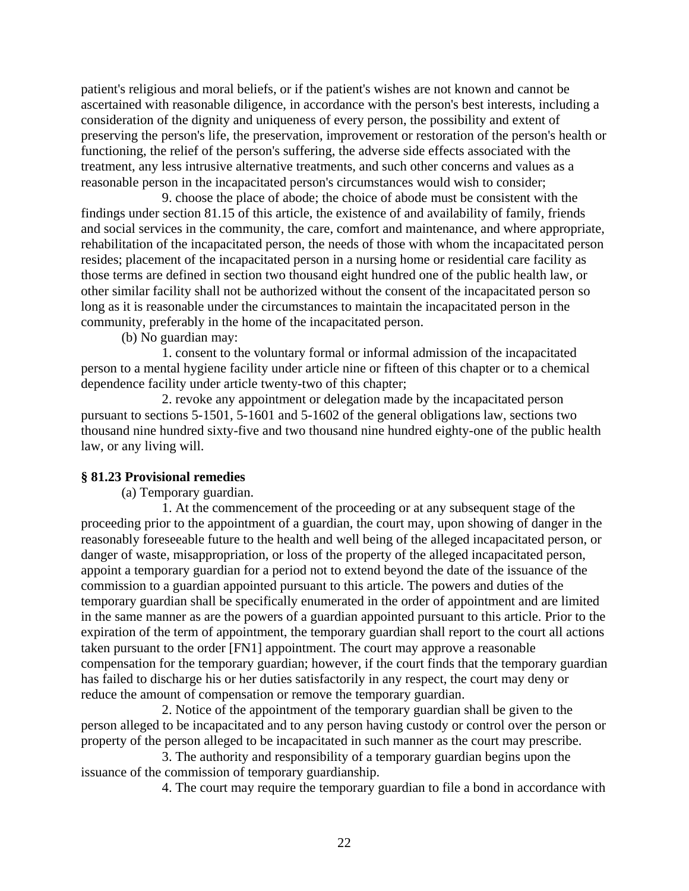patient's religious and moral beliefs, or if the patient's wishes are not known and cannot be ascertained with reasonable diligence, in accordance with the person's best interests, including a consideration of the dignity and uniqueness of every person, the possibility and extent of preserving the person's life, the preservation, improvement or restoration of the person's health or functioning, the relief of the person's suffering, the adverse side effects associated with the treatment, any less intrusive alternative treatments, and such other concerns and values as a reasonable person in the incapacitated person's circumstances would wish to consider;

9. choose the place of abode; the choice of abode must be consistent with the findings under section 81.15 of this article, the existence of and availability of family, friends and social services in the community, the care, comfort and maintenance, and where appropriate, rehabilitation of the incapacitated person, the needs of those with whom the incapacitated person resides; placement of the incapacitated person in a nursing home or residential care facility as those terms are defined in section two thousand eight hundred one of the public health law, or other similar facility shall not be authorized without the consent of the incapacitated person so long as it is reasonable under the circumstances to maintain the incapacitated person in the community, preferably in the home of the incapacitated person.

(b) No guardian may:

1. consent to the voluntary formal or informal admission of the incapacitated person to a mental hygiene facility under article nine or fifteen of this chapter or to a chemical dependence facility under article twenty-two of this chapter;

2. revoke any appointment or delegation made by the incapacitated person pursuant to sections 5-1501, 5-1601 and 5-1602 of the general obligations law, sections two thousand nine hundred sixty-five and two thousand nine hundred eighty-one of the public health law, or any living will.

**§ 81.23 Provisional remedies**

(a) Temporary guardian.

1. At the commencement of the proceeding or at any subsequent stage of the proceeding prior to the appointment of a guardian, the court may, upon showing of danger in the reasonably foreseeable future to the health and well being of the alleged incapacitated person, or danger of waste, misappropriation, or loss of the property of the alleged incapacitated person, appoint a temporary guardian for a period not to extend beyond the date of the issuance of the commission to a guardian appointed pursuant to this article. The powers and duties of the temporary guardian shall be specifically enumerated in the order of appointment and are limited in the same manner as are the powers of a guardian appointed pursuant to this article. Prior to the expiration of the term of appointment, the temporary guardian shall report to the court all actions taken pursuant to the order [FN1] appointment. The court may approve a reasonable compensation for the temporary guardian; however, if the court finds that the temporary guardian has failed to discharge his or her duties satisfactorily in any respect, the court may deny or reduce the amount of compensation or remove the temporary guardian.

2. Notice of the appointment of the temporary guardian shall be given to the person alleged to be incapacitated and to any person having custody or control over the person or property of the person alleged to be incapacitated in such manner as the court may prescribe.

3. The authority and responsibility of a temporary guardian begins upon the issuance of the commission of temporary guardianship.

4. The court may require the temporary guardian to file a bond in accordance with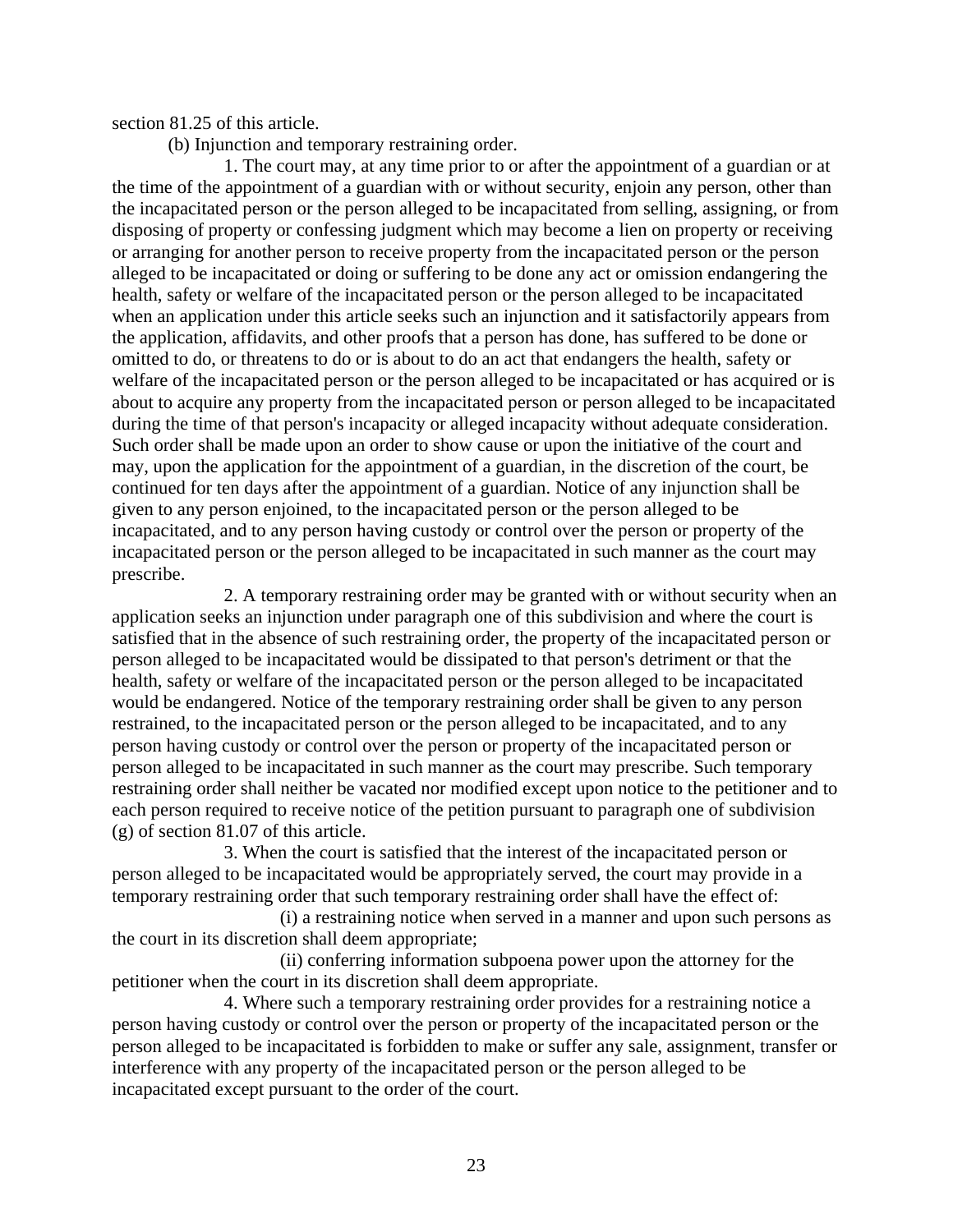section 81.25 of this article.

(b) Injunction and temporary restraining order.

1. The court may, at any time prior to or after the appointment of a guardian or at the time of the appointment of a guardian with or without security, enjoin any person, other than the incapacitated person or the person alleged to be incapacitated from selling, assigning, or from disposing of property or confessing judgment which may become a lien on property or receiving or arranging for another person to receive property from the incapacitated person or the person alleged to be incapacitated or doing or suffering to be done any act or omission endangering the health, safety or welfare of the incapacitated person or the person alleged to be incapacitated when an application under this article seeks such an injunction and it satisfactorily appears from the application, affidavits, and other proofs that a person has done, has suffered to be done or omitted to do, or threatens to do or is about to do an act that endangers the health, safety or welfare of the incapacitated person or the person alleged to be incapacitated or has acquired or is about to acquire any property from the incapacitated person or person alleged to be incapacitated during the time of that person's incapacity or alleged incapacity without adequate consideration. Such order shall be made upon an order to show cause or upon the initiative of the court and may, upon the application for the appointment of a guardian, in the discretion of the court, be continued for ten days after the appointment of a guardian. Notice of any injunction shall be given to any person enjoined, to the incapacitated person or the person alleged to be incapacitated, and to any person having custody or control over the person or property of the incapacitated person or the person alleged to be incapacitated in such manner as the court may prescribe.

2. A temporary restraining order may be granted with or without security when an application seeks an injunction under paragraph one of this subdivision and where the court is satisfied that in the absence of such restraining order, the property of the incapacitated person or person alleged to be incapacitated would be dissipated to that person's detriment or that the health, safety or welfare of the incapacitated person or the person alleged to be incapacitated would be endangered. Notice of the temporary restraining order shall be given to any person restrained, to the incapacitated person or the person alleged to be incapacitated, and to any person having custody or control over the person or property of the incapacitated person or person alleged to be incapacitated in such manner as the court may prescribe. Such temporary restraining order shall neither be vacated nor modified except upon notice to the petitioner and to each person required to receive notice of the petition pursuant to paragraph one of subdivision (g) of section 81.07 of this article.

3. When the court is satisfied that the interest of the incapacitated person or person alleged to be incapacitated would be appropriately served, the court may provide in a temporary restraining order that such temporary restraining order shall have the effect of:

(i) a restraining notice when served in a manner and upon such persons as the court in its discretion shall deem appropriate;

(ii) conferring information subpoena power upon the attorney for the petitioner when the court in its discretion shall deem appropriate.

4. Where such a temporary restraining order provides for a restraining notice a person having custody or control over the person or property of the incapacitated person or the person alleged to be incapacitated is forbidden to make or suffer any sale, assignment, transfer or interference with any property of the incapacitated person or the person alleged to be incapacitated except pursuant to the order of the court.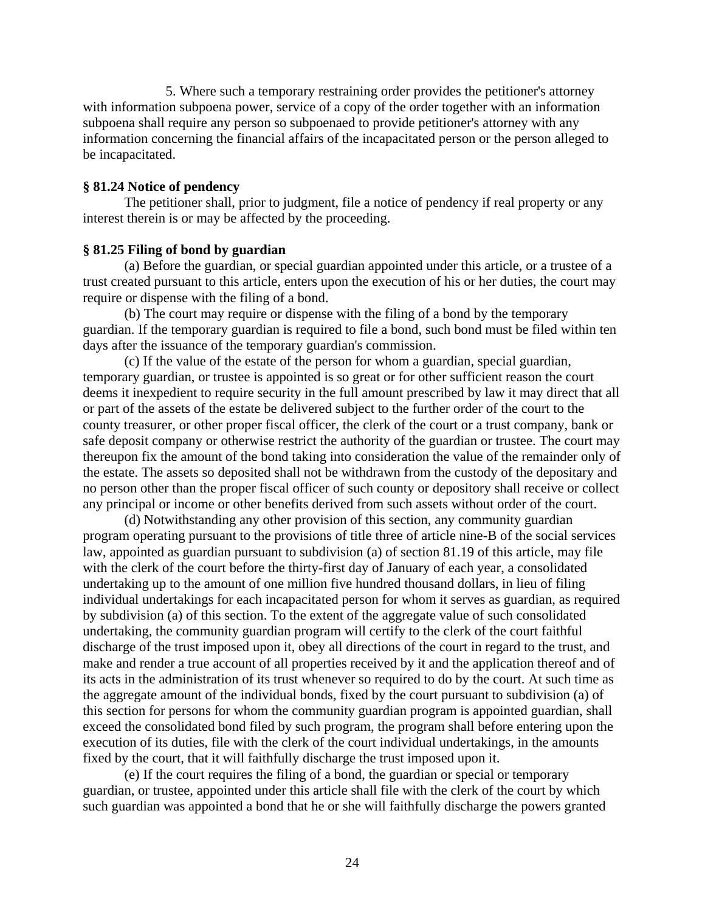5. Where such a temporary restraining order provides the petitioner's attorney with information subpoena power, service of a copy of the order together with an information subpoena shall require any person so subpoenaed to provide petitioner's attorney with any information concerning the financial affairs of the incapacitated person or the person alleged to be incapacitated.

**§ 81.24 Notice of pendency**

The petitioner shall, prior to judgment, file a notice of pendency if real property or any interest therein is or may be affected by the proceeding.

**§ 81.25 Filing of bond by guardian**

(a) Before the guardian, or special guardian appointed under this article, or a trustee of a trust created pursuant to this article, enters upon the execution of his or her duties, the court may require or dispense with the filing of a bond.

(b) The court may require or dispense with the filing of a bond by the temporary guardian. If the temporary guardian is required to file a bond, such bond must be filed within ten days after the issuance of the temporary guardian's commission.

(c) If the value of the estate of the person for whom a guardian, special guardian, temporary guardian, or trustee is appointed is so great or for other sufficient reason the court deems it inexpedient to require security in the full amount prescribed by law it may direct that all or part of the assets of the estate be delivered subject to the further order of the court to the county treasurer, or other proper fiscal officer, the clerk of the court or a trust company, bank or safe deposit company or otherwise restrict the authority of the guardian or trustee. The court may thereupon fix the amount of the bond taking into consideration the value of the remainder only of the estate. The assets so deposited shall not be withdrawn from the custody of the depositary and no person other than the proper fiscal officer of such county or depository shall receive or collect any principal or income or other benefits derived from such assets without order of the court.

(d) Notwithstanding any other provision of this section, any community guardian program operating pursuant to the provisions of title three of article nine-B of the social services law, appointed as guardian pursuant to subdivision (a) of section 81.19 of this article, may file with the clerk of the court before the thirty-first day of January of each year, a consolidated undertaking up to the amount of one million five hundred thousand dollars, in lieu of filing individual undertakings for each incapacitated person for whom it serves as guardian, as required by subdivision (a) of this section. To the extent of the aggregate value of such consolidated undertaking, the community guardian program will certify to the clerk of the court faithful discharge of the trust imposed upon it, obey all directions of the court in regard to the trust, and make and render a true account of all properties received by it and the application thereof and of its acts in the administration of its trust whenever so required to do by the court. At such time as the aggregate amount of the individual bonds, fixed by the court pursuant to subdivision (a) of this section for persons for whom the community guardian program is appointed guardian, shall exceed the consolidated bond filed by such program, the program shall before entering upon the execution of its duties, file with the clerk of the court individual undertakings, in the amounts fixed by the court, that it will faithfully discharge the trust imposed upon it.

(e) If the court requires the filing of a bond, the guardian or special or temporary guardian, or trustee, appointed under this article shall file with the clerk of the court by which such guardian was appointed a bond that he or she will faithfully discharge the powers granted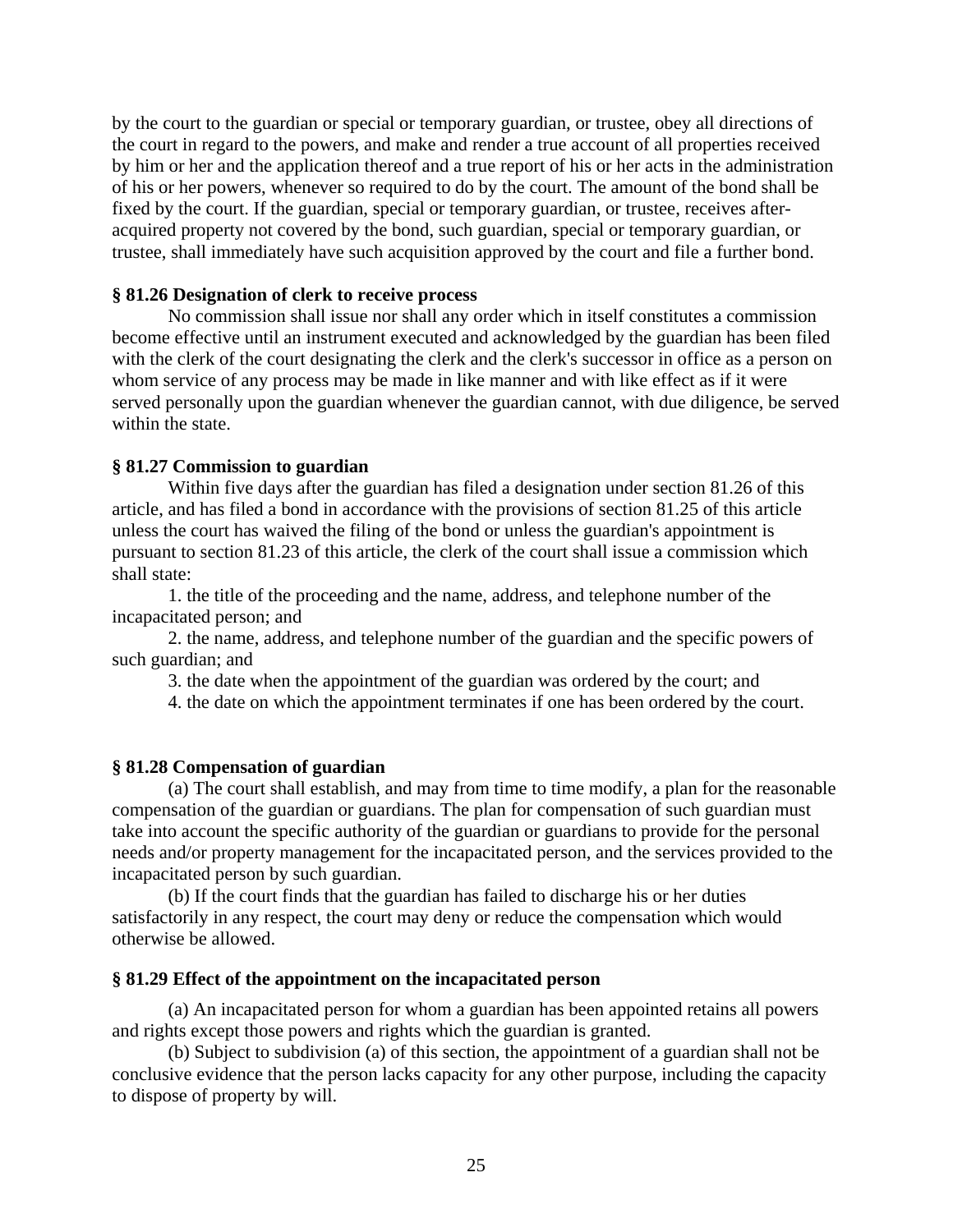by the court to the guardian or special or temporary guardian, or trustee, obey all directions of the court in regard to the powers, and make and render a true account of all properties received by him or her and the application thereof and a true report of his or her acts in the administration of his or her powers, whenever so required to do by the court. The amount of the bond shall be fixed by the court. If the guardian, special or temporary guardian, or trustee, receives after-acquired property not covered by the bond, such guardian, special or temporary guardian, or trustee, shall immediately have such acquisition approved by the court and file a further bond.

**§ 81.26 Designation of clerk to receive process**

No commission shall issue nor shall any order which in itself constitutes a commission become effective until an instrument executed and acknowledged by the guardian has been filed with the clerk of the court designating the clerk and the clerk's successor in office as a person on whom service of any process may be made in like manner and with like effect as if it were served personally upon the guardian whenever the guardian cannot, with due diligence, be served within the state.

**§ 81.27 Commission to guardian**

Within five days after the guardian has filed a designation under section 81.26 of this article, and has filed a bond in accordance with the provisions of section 81.25 of this article unless the court has waived the filing of the bond or unless the guardian's appointment is pursuant to section 81.23 of this article, the clerk of the court shall issue a commission which shall state:

1. the title of the proceeding and the name, address, and telephone number of the incapacitated person; and

2. the name, address, and telephone number of the guardian and the specific powers of such guardian; and

3. the date when the appointment of the guardian was ordered by the court; and

4. the date on which the appointment terminates if one has been ordered by the court.

**§ 81.28 Compensation of guardian**

(a) The court shall establish, and may from time to time modify, a plan for the reasonable compensation of the guardian or guardians. The plan for compensation of such guardian must take into account the specific authority of the guardian or guardians to provide for the personal needs and/or property management for the incapacitated person, and the services provided to the incapacitated person by such guardian.

(b) If the court finds that the guardian has failed to discharge his or her duties satisfactorily in any respect, the court may deny or reduce the compensation which would otherwise be allowed.

**§ 81.29 Effect of the appointment on the incapacitated person**

(a) An incapacitated person for whom a guardian has been appointed retains all powers and rights except those powers and rights which the guardian is granted.

(b) Subject to subdivision (a) of this section, the appointment of a guardian shall not be conclusive evidence that the person lacks capacity for any other purpose, including the capacity to dispose of property by will.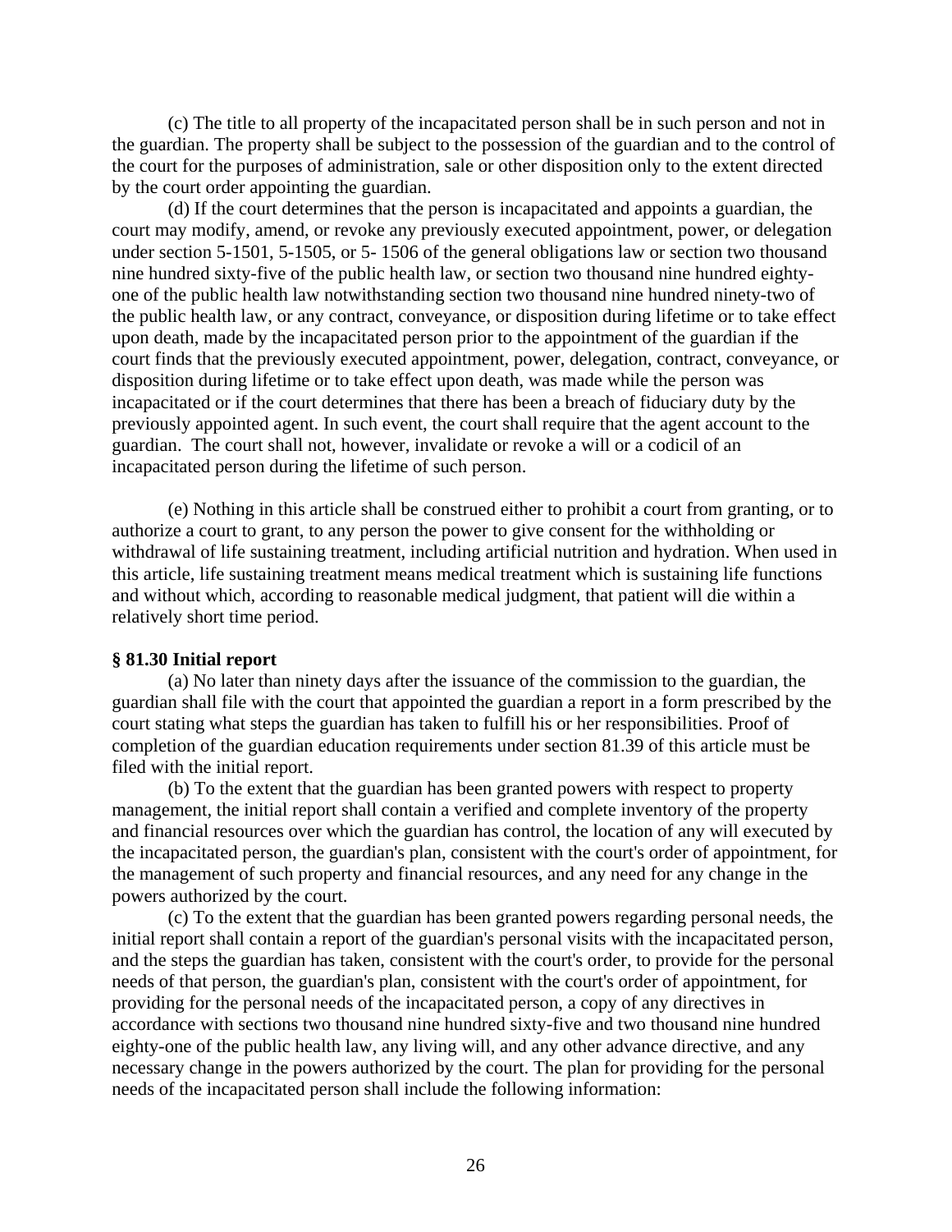(c) The title to all property of the incapacitated person shall be in such person and not in the guardian. The property shall be subject to the possession of the guardian and to the control of the court for the purposes of administration, sale or other disposition only to the extent directed by the court order appointing the guardian.

(d) If the court determines that the person is incapacitated and appoints a guardian, the court may modify, amend, or revoke any previously executed appointment, power, or delegation under section 5-1501, 5-1505, or 5- 1506 of the general obligations law or section two thousand nine hundred sixty-five of the public health law, or section two thousand nine hundred eighty-one of the public health law notwithstanding section two thousand nine hundred ninety-two of the public health law, or any contract, conveyance, or disposition during lifetime or to take effect upon death, made by the incapacitated person prior to the appointment of the guardian if the court finds that the previously executed appointment, power, delegation, contract, conveyance, or disposition during lifetime or to take effect upon death, was made while the person was incapacitated or if the court determines that there has been a breach of fiduciary duty by the previously appointed agent. In such event, the court shall require that the agent account to the guardian. The court shall not, however, invalidate or revoke a will or a codicil of an incapacitated person during the lifetime of such person.

(e) Nothing in this article shall be construed either to prohibit a court from granting, or to authorize a court to grant, to any person the power to give consent for the withholding or withdrawal of life sustaining treatment, including artificial nutrition and hydration. When used in this article, life sustaining treatment means medical treatment which is sustaining life functions and without which, according to reasonable medical judgment, that patient will die within a relatively short time period.

**§ 81.30 Initial report**

(a) No later than ninety days after the issuance of the commission to the guardian, the guardian shall file with the court that appointed the guardian a report in a form prescribed by the court stating what steps the guardian has taken to fulfill his or her responsibilities. Proof of completion of the guardian education requirements under section 81.39 of this article must be filed with the initial report.

(b) To the extent that the guardian has been granted powers with respect to property management, the initial report shall contain a verified and complete inventory of the property and financial resources over which the guardian has control, the location of any will executed by the incapacitated person, the guardian's plan, consistent with the court's order of appointment, for the management of such property and financial resources, and any need for any change in the powers authorized by the court.

(c) To the extent that the guardian has been granted powers regarding personal needs, the initial report shall contain a report of the guardian's personal visits with the incapacitated person, and the steps the guardian has taken, consistent with the court's order, to provide for the personal needs of that person, the guardian's plan, consistent with the court's order of appointment, for providing for the personal needs of the incapacitated person, a copy of any directives in accordance with sections two thousand nine hundred sixty-five and two thousand nine hundred eighty-one of the public health law, any living will, and any other advance directive, and any necessary change in the powers authorized by the court. The plan for providing for the personal needs of the incapacitated person shall include the following information: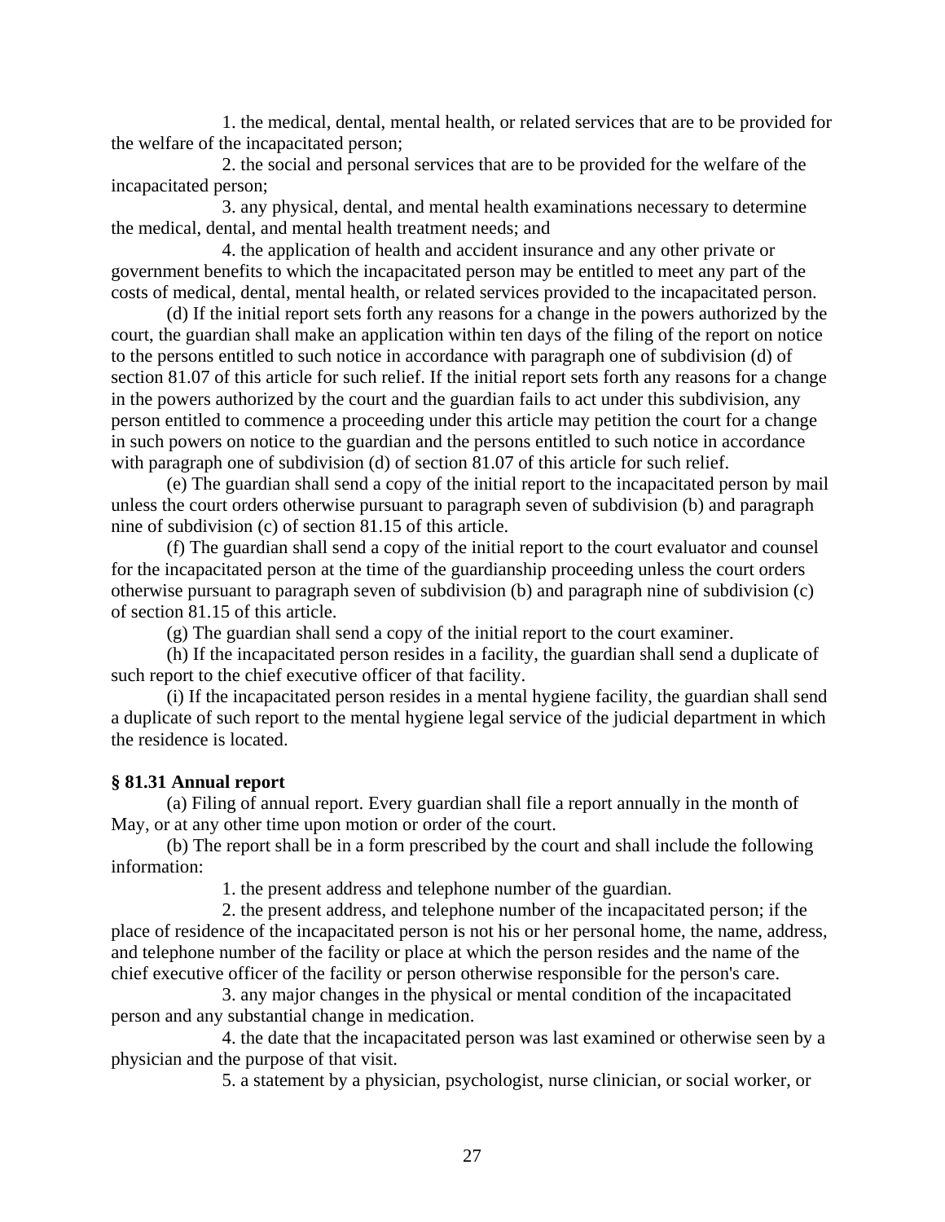1. the medical, dental, mental health, or related services that are to be provided for the welfare of the incapacitated person;

2. the social and personal services that are to be provided for the welfare of the incapacitated person;

3. any physical, dental, and mental health examinations necessary to determine the medical, dental, and mental health treatment needs; and

4. the application of health and accident insurance and any other private or government benefits to which the incapacitated person may be entitled to meet any part of the costs of medical, dental, mental health, or related services provided to the incapacitated person.

(d) If the initial report sets forth any reasons for a change in the powers authorized by the court, the guardian shall make an application within ten days of the filing of the report on notice to the persons entitled to such notice in accordance with paragraph one of subdivision (d) of section 81.07 of this article for such relief. If the initial report sets forth any reasons for a change in the powers authorized by the court and the guardian fails to act under this subdivision, any person entitled to commence a proceeding under this article may petition the court for a change in such powers on notice to the guardian and the persons entitled to such notice in accordance with paragraph one of subdivision (d) of section 81.07 of this article for such relief.

(e) The guardian shall send a copy of the initial report to the incapacitated person by mail unless the court orders otherwise pursuant to paragraph seven of subdivision (b) and paragraph nine of subdivision (c) of section 81.15 of this article.

(f) The guardian shall send a copy of the initial report to the court evaluator and counsel for the incapacitated person at the time of the guardianship proceeding unless the court orders otherwise pursuant to paragraph seven of subdivision (b) and paragraph nine of subdivision (c) of section 81.15 of this article.

(g) The guardian shall send a copy of the initial report to the court examiner.

(h) If the incapacitated person resides in a facility, the guardian shall send a duplicate of such report to the chief executive officer of that facility.

(i) If the incapacitated person resides in a mental hygiene facility, the guardian shall send a duplicate of such report to the mental hygiene legal service of the judicial department in which the residence is located.

**§ 81.31 Annual report**

(a) Filing of annual report. Every guardian shall file a report annually in the month of May, or at any other time upon motion or order of the court.

(b) The report shall be in a form prescribed by the court and shall include the following information:

1. the present address and telephone number of the guardian.

2. the present address, and telephone number of the incapacitated person; if the place of residence of the incapacitated person is not his or her personal home, the name, address, and telephone number of the facility or place at which the person resides and the name of the chief executive officer of the facility or person otherwise responsible for the person's care.

3. any major changes in the physical or mental condition of the incapacitated person and any substantial change in medication.

4. the date that the incapacitated person was last examined or otherwise seen by a physician and the purpose of that visit.

5. a statement by a physician, psychologist, nurse clinician, or social worker, or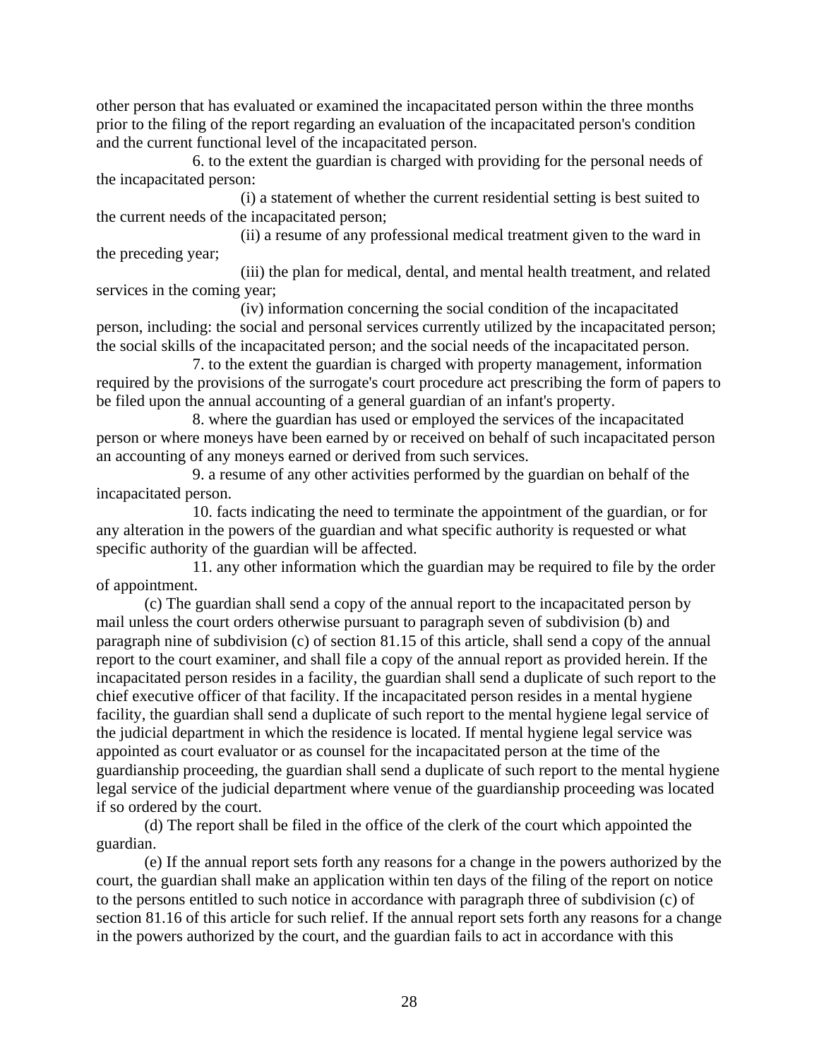other person that has evaluated or examined the incapacitated person within the three months prior to the filing of the report regarding an evaluation of the incapacitated person's condition and the current functional level of the incapacitated person.

6. to the extent the guardian is charged with providing for the personal needs of the incapacitated person:

(i) a statement of whether the current residential setting is best suited to the current needs of the incapacitated person;

(ii) a resume of any professional medical treatment given to the ward in the preceding year;

(iii) the plan for medical, dental, and mental health treatment, and related services in the coming year;

(iv) information concerning the social condition of the incapacitated person, including: the social and personal services currently utilized by the incapacitated person; the social skills of the incapacitated person; and the social needs of the incapacitated person.

7. to the extent the guardian is charged with property management, information required by the provisions of the surrogate's court procedure act prescribing the form of papers to be filed upon the annual accounting of a general guardian of an infant's property.

8. where the guardian has used or employed the services of the incapacitated person or where moneys have been earned by or received on behalf of such incapacitated person an accounting of any moneys earned or derived from such services.

9. a resume of any other activities performed by the guardian on behalf of the incapacitated person.

10. facts indicating the need to terminate the appointment of the guardian, or for any alteration in the powers of the guardian and what specific authority is requested or what specific authority of the guardian will be affected.

11. any other information which the guardian may be required to file by the order of appointment.

(c) The guardian shall send a copy of the annual report to the incapacitated person by mail unless the court orders otherwise pursuant to paragraph seven of subdivision (b) and paragraph nine of subdivision (c) of section 81.15 of this article, shall send a copy of the annual report to the court examiner, and shall file a copy of the annual report as provided herein. If the incapacitated person resides in a facility, the guardian shall send a duplicate of such report to the chief executive officer of that facility. If the incapacitated person resides in a mental hygiene facility, the guardian shall send a duplicate of such report to the mental hygiene legal service of the judicial department in which the residence is located. If mental hygiene legal service was appointed as court evaluator or as counsel for the incapacitated person at the time of the guardianship proceeding, the guardian shall send a duplicate of such report to the mental hygiene legal service of the judicial department where venue of the guardianship proceeding was located if so ordered by the court.

(d) The report shall be filed in the office of the clerk of the court which appointed the guardian.

(e) If the annual report sets forth any reasons for a change in the powers authorized by the court, the guardian shall make an application within ten days of the filing of the report on notice to the persons entitled to such notice in accordance with paragraph three of subdivision (c) of section 81.16 of this article for such relief. If the annual report sets forth any reasons for a change in the powers authorized by the court, and the guardian fails to act in accordance with this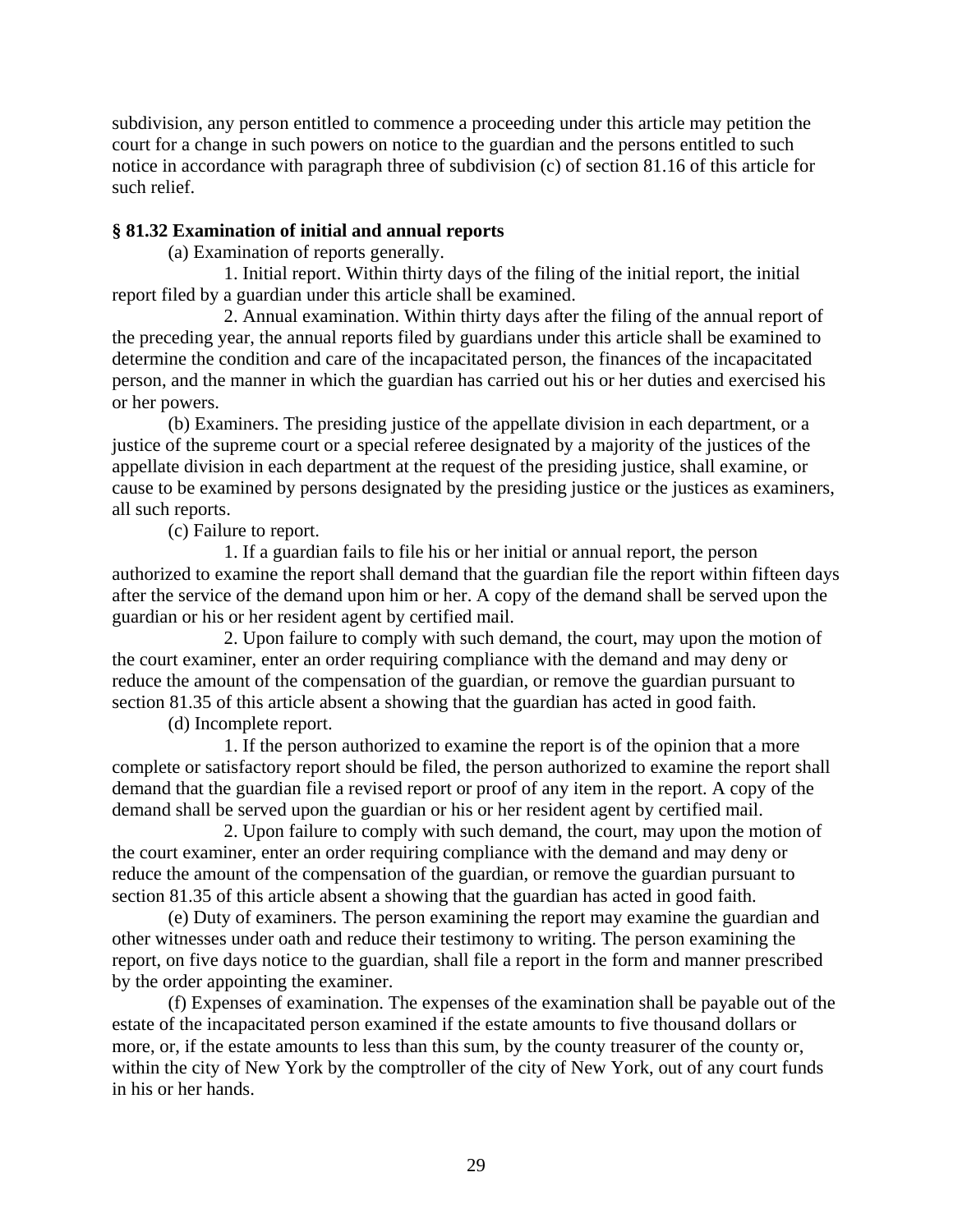subdivision, any person entitled to commence a proceeding under this article may petition the court for a change in such powers on notice to the guardian and the persons entitled to such notice in accordance with paragraph three of subdivision (c) of section 81.16 of this article for such relief.

**§ 81.32 Examination of initial and annual reports**

(a) Examination of reports generally.

1. Initial report. Within thirty days of the filing of the initial report, the initial report filed by a guardian under this article shall be examined.

2. Annual examination. Within thirty days after the filing of the annual report of the preceding year, the annual reports filed by guardians under this article shall be examined to determine the condition and care of the incapacitated person, the finances of the incapacitated person, and the manner in which the guardian has carried out his or her duties and exercised his or her powers.

(b) Examiners. The presiding justice of the appellate division in each department, or a justice of the supreme court or a special referee designated by a majority of the justices of the appellate division in each department at the request of the presiding justice, shall examine, or cause to be examined by persons designated by the presiding justice or the justices as examiners, all such reports.

(c) Failure to report.

1. If a guardian fails to file his or her initial or annual report, the person authorized to examine the report shall demand that the guardian file the report within fifteen days after the service of the demand upon him or her. A copy of the demand shall be served upon the guardian or his or her resident agent by certified mail.

2. Upon failure to comply with such demand, the court, may upon the motion of the court examiner, enter an order requiring compliance with the demand and may deny or reduce the amount of the compensation of the guardian, or remove the guardian pursuant to section 81.35 of this article absent a showing that the guardian has acted in good faith.

(d) Incomplete report.

1. If the person authorized to examine the report is of the opinion that a more complete or satisfactory report should be filed, the person authorized to examine the report shall demand that the guardian file a revised report or proof of any item in the report. A copy of the demand shall be served upon the guardian or his or her resident agent by certified mail.

2. Upon failure to comply with such demand, the court, may upon the motion of the court examiner, enter an order requiring compliance with the demand and may deny or reduce the amount of the compensation of the guardian, or remove the guardian pursuant to section 81.35 of this article absent a showing that the guardian has acted in good faith.

(e) Duty of examiners. The person examining the report may examine the guardian and other witnesses under oath and reduce their testimony to writing. The person examining the report, on five days notice to the guardian, shall file a report in the form and manner prescribed by the order appointing the examiner.

(f) Expenses of examination. The expenses of the examination shall be payable out of the estate of the incapacitated person examined if the estate amounts to five thousand dollars or more, or, if the estate amounts to less than this sum, by the county treasurer of the county or, within the city of New York by the comptroller of the city of New York, out of any court funds in his or her hands.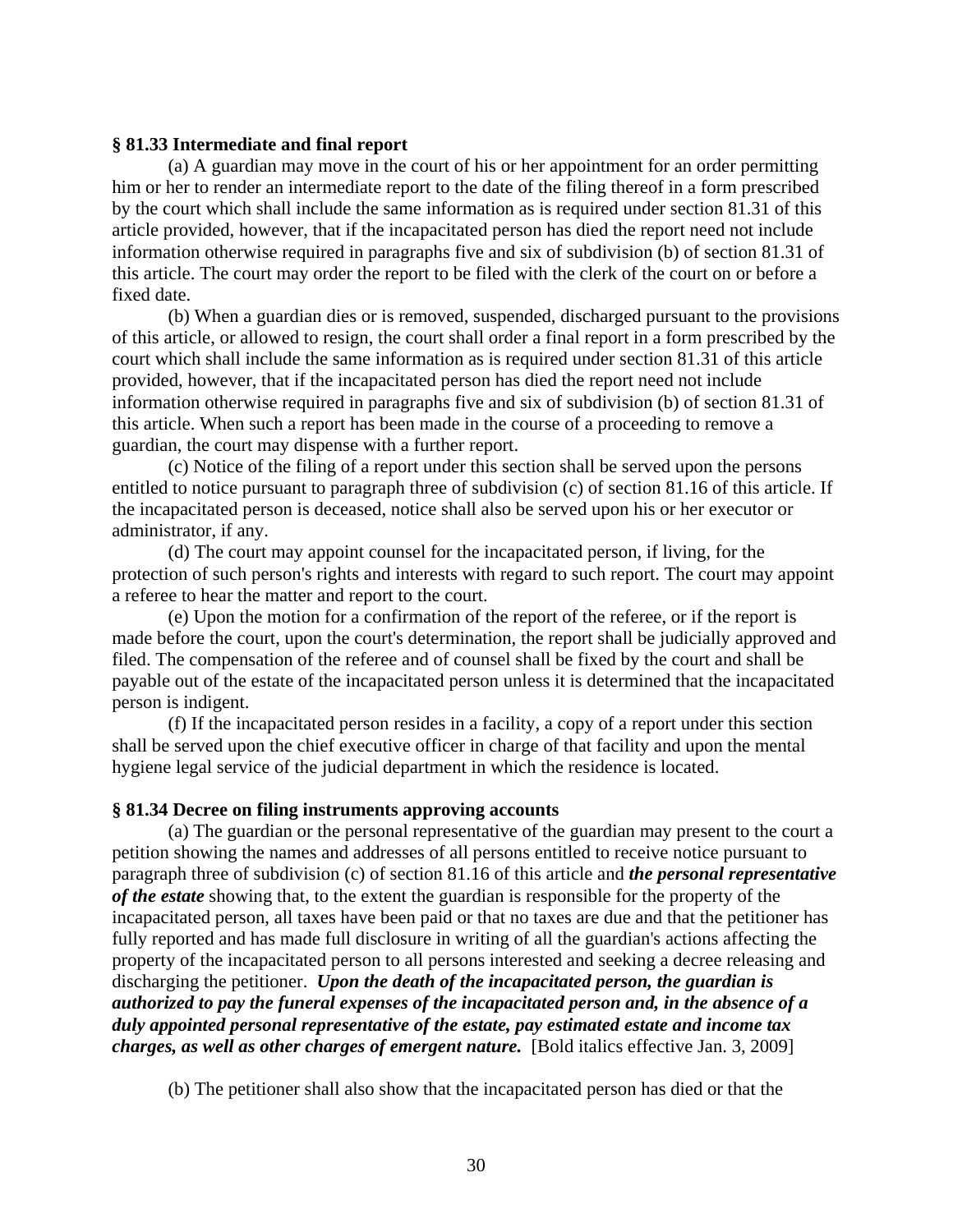**§ 81.33 Intermediate and final report**

(a) A guardian may move in the court of his or her appointment for an order permitting him or her to render an intermediate report to the date of the filing thereof in a form prescribed by the court which shall include the same information as is required under section 81.31 of this article provided, however, that if the incapacitated person has died the report need not include information otherwise required in paragraphs five and six of subdivision (b) of section 81.31 of this article. The court may order the report to be filed with the clerk of the court on or before a fixed date.

(b) When a guardian dies or is removed, suspended, discharged pursuant to the provisions of this article, or allowed to resign, the court shall order a final report in a form prescribed by the court which shall include the same information as is required under section 81.31 of this article provided, however, that if the incapacitated person has died the report need not include information otherwise required in paragraphs five and six of subdivision (b) of section 81.31 of this article. When such a report has been made in the course of a proceeding to remove a guardian, the court may dispense with a further report.

(c) Notice of the filing of a report under this section shall be served upon the persons entitled to notice pursuant to paragraph three of subdivision (c) of section 81.16 of this article. If the incapacitated person is deceased, notice shall also be served upon his or her executor or administrator, if any.

(d) The court may appoint counsel for the incapacitated person, if living, for the protection of such person's rights and interests with regard to such report. The court may appoint a referee to hear the matter and report to the court.

(e) Upon the motion for a confirmation of the report of the referee, or if the report is made before the court, upon the court's determination, the report shall be judicially approved and filed. The compensation of the referee and of counsel shall be fixed by the court and shall be payable out of the estate of the incapacitated person unless it is determined that the incapacitated person is indigent.

(f) If the incapacitated person resides in a facility, a copy of a report under this section shall be served upon the chief executive officer in charge of that facility and upon the mental hygiene legal service of the judicial department in which the residence is located.

**§ 81.34 Decree on filing instruments approving accounts**

(a) The guardian or the personal representative of the guardian may present to the court a petition showing the names and addresses of all persons entitled to receive notice pursuant to paragraph three of subdivision (c) of section 81.16 of this article and ***the personal representative of the estate*** showing that, to the extent the guardian is responsible for the property of the incapacitated person, all taxes have been paid or that no taxes are due and that the petitioner has fully reported and has made full disclosure in writing of all the guardian's actions affecting the property of the incapacitated person to all persons interested and seeking a decree releasing and discharging the petitioner. ***Upon the death of the incapacitated person, the guardian is authorized to pay the funeral expenses of the incapacitated person and, in the absence of a duly appointed personal representative of the estate, pay estimated estate and income tax charges, as well as other charges of emergent nature.*** [Bold italics effective Jan. 3, 2009]

(b) The petitioner shall also show that the incapacitated person has died or that the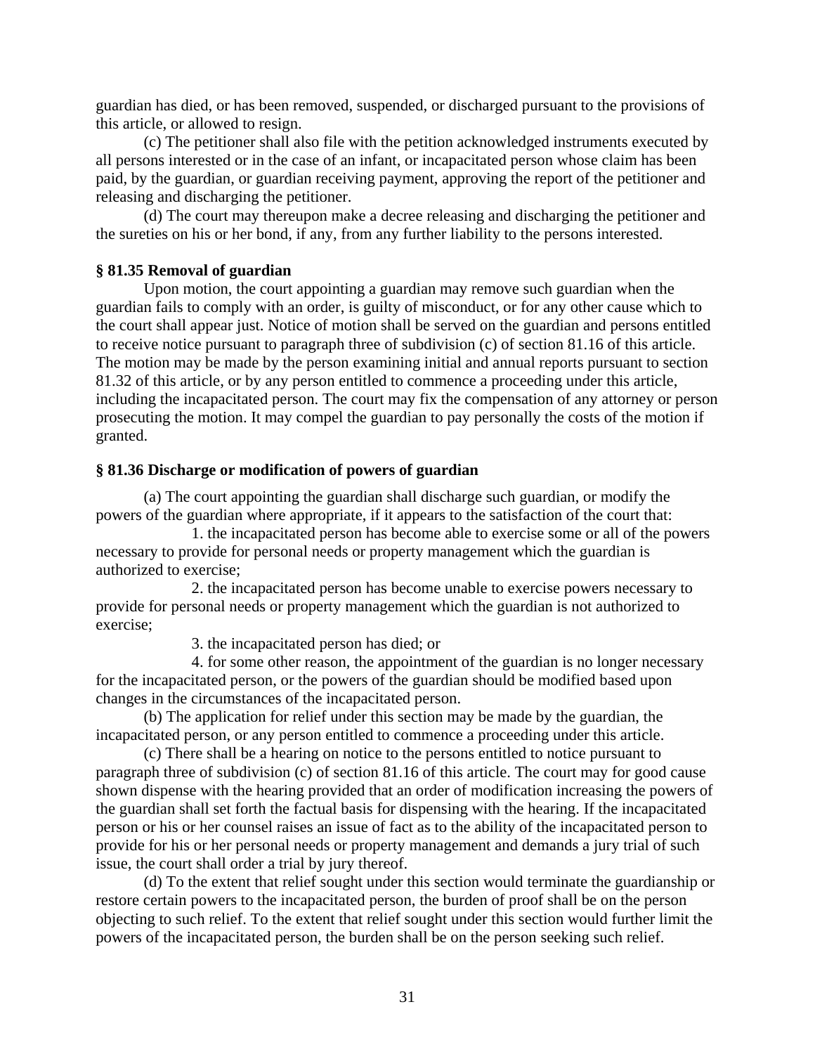guardian has died, or has been removed, suspended, or discharged pursuant to the provisions of this article, or allowed to resign.

(c) The petitioner shall also file with the petition acknowledged instruments executed by all persons interested or in the case of an infant, or incapacitated person whose claim has been paid, by the guardian, or guardian receiving payment, approving the report of the petitioner and releasing and discharging the petitioner.

(d) The court may thereupon make a decree releasing and discharging the petitioner and the sureties on his or her bond, if any, from any further liability to the persons interested.

**§ 81.35 Removal of guardian**

Upon motion, the court appointing a guardian may remove such guardian when the guardian fails to comply with an order, is guilty of misconduct, or for any other cause which to the court shall appear just. Notice of motion shall be served on the guardian and persons entitled to receive notice pursuant to paragraph three of subdivision (c) of section 81.16 of this article. The motion may be made by the person examining initial and annual reports pursuant to section 81.32 of this article, or by any person entitled to commence a proceeding under this article, including the incapacitated person. The court may fix the compensation of any attorney or person prosecuting the motion. It may compel the guardian to pay personally the costs of the motion if granted.

**§ 81.36 Discharge or modification of powers of guardian**

(a) The court appointing the guardian shall discharge such guardian, or modify the powers of the guardian where appropriate, if it appears to the satisfaction of the court that:

1. the incapacitated person has become able to exercise some or all of the powers necessary to provide for personal needs or property management which the guardian is authorized to exercise;

2. the incapacitated person has become unable to exercise powers necessary to provide for personal needs or property management which the guardian is not authorized to exercise;

3. the incapacitated person has died; or

4. for some other reason, the appointment of the guardian is no longer necessary for the incapacitated person, or the powers of the guardian should be modified based upon changes in the circumstances of the incapacitated person.

(b) The application for relief under this section may be made by the guardian, the incapacitated person, or any person entitled to commence a proceeding under this article.

(c) There shall be a hearing on notice to the persons entitled to notice pursuant to paragraph three of subdivision (c) of section 81.16 of this article. The court may for good cause shown dispense with the hearing provided that an order of modification increasing the powers of the guardian shall set forth the factual basis for dispensing with the hearing. If the incapacitated person or his or her counsel raises an issue of fact as to the ability of the incapacitated person to provide for his or her personal needs or property management and demands a jury trial of such issue, the court shall order a trial by jury thereof.

(d) To the extent that relief sought under this section would terminate the guardianship or restore certain powers to the incapacitated person, the burden of proof shall be on the person objecting to such relief. To the extent that relief sought under this section would further limit the powers of the incapacitated person, the burden shall be on the person seeking such relief.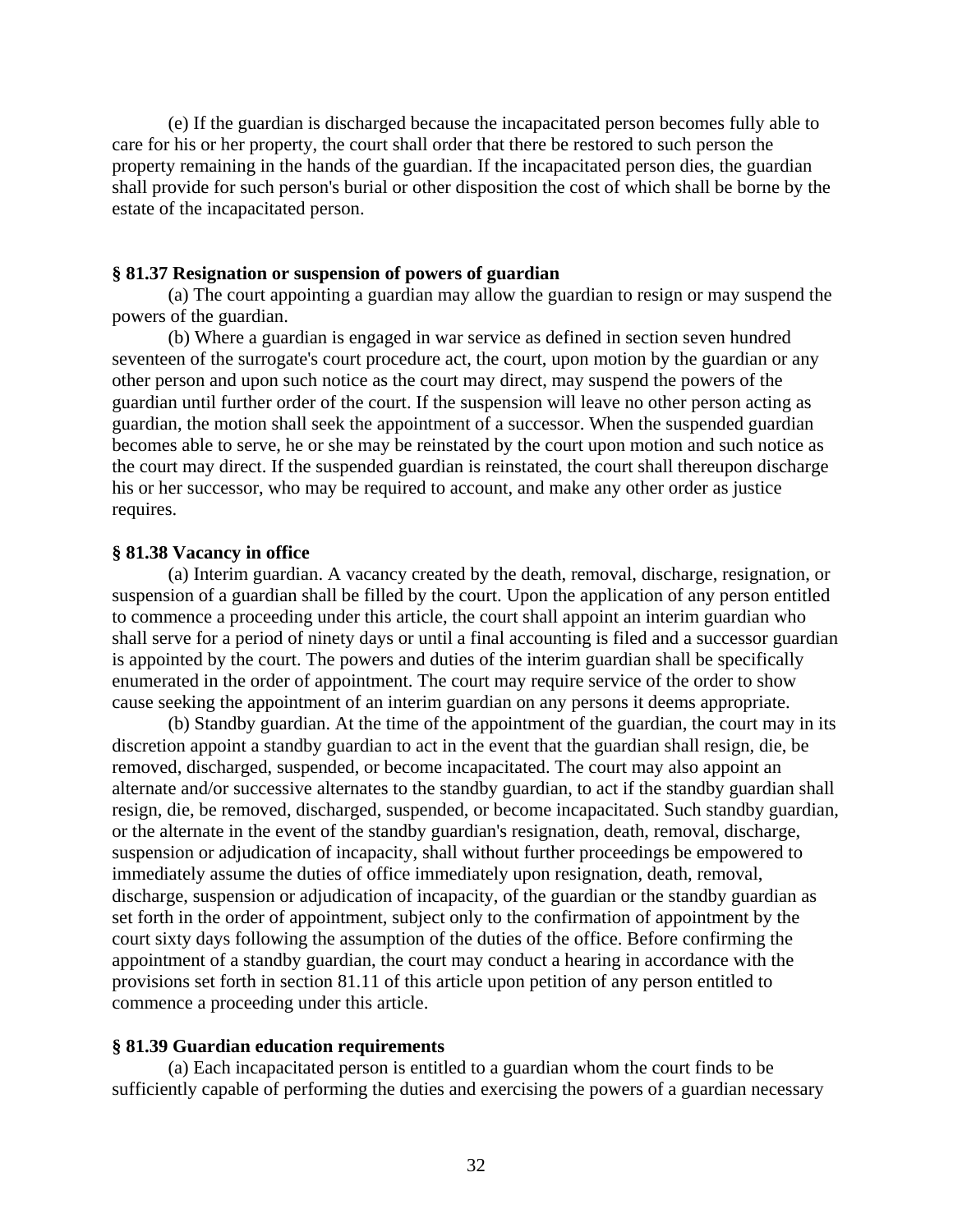(e) If the guardian is discharged because the incapacitated person becomes fully able to care for his or her property, the court shall order that there be restored to such person the property remaining in the hands of the guardian. If the incapacitated person dies, the guardian shall provide for such person's burial or other disposition the cost of which shall be borne by the estate of the incapacitated person.

**§ 81.37 Resignation or suspension of powers of guardian**

(a) The court appointing a guardian may allow the guardian to resign or may suspend the powers of the guardian.

(b) Where a guardian is engaged in war service as defined in section seven hundred seventeen of the surrogate's court procedure act, the court, upon motion by the guardian or any other person and upon such notice as the court may direct, may suspend the powers of the guardian until further order of the court. If the suspension will leave no other person acting as guardian, the motion shall seek the appointment of a successor. When the suspended guardian becomes able to serve, he or she may be reinstated by the court upon motion and such notice as the court may direct. If the suspended guardian is reinstated, the court shall thereupon discharge his or her successor, who may be required to account, and make any other order as justice requires.

**§ 81.38 Vacancy in office**

(a) Interim guardian. A vacancy created by the death, removal, discharge, resignation, or suspension of a guardian shall be filled by the court. Upon the application of any person entitled to commence a proceeding under this article, the court shall appoint an interim guardian who shall serve for a period of ninety days or until a final accounting is filed and a successor guardian is appointed by the court. The powers and duties of the interim guardian shall be specifically enumerated in the order of appointment. The court may require service of the order to show cause seeking the appointment of an interim guardian on any persons it deems appropriate.

(b) Standby guardian. At the time of the appointment of the guardian, the court may in its discretion appoint a standby guardian to act in the event that the guardian shall resign, die, be removed, discharged, suspended, or become incapacitated. The court may also appoint an alternate and/or successive alternates to the standby guardian, to act if the standby guardian shall resign, die, be removed, discharged, suspended, or become incapacitated. Such standby guardian, or the alternate in the event of the standby guardian's resignation, death, removal, discharge, suspension or adjudication of incapacity, shall without further proceedings be empowered to immediately assume the duties of office immediately upon resignation, death, removal, discharge, suspension or adjudication of incapacity, of the guardian or the standby guardian as set forth in the order of appointment, subject only to the confirmation of appointment by the court sixty days following the assumption of the duties of the office. Before confirming the appointment of a standby guardian, the court may conduct a hearing in accordance with the provisions set forth in section 81.11 of this article upon petition of any person entitled to commence a proceeding under this article.

**§ 81.39 Guardian education requirements**

(a) Each incapacitated person is entitled to a guardian whom the court finds to be sufficiently capable of performing the duties and exercising the powers of a guardian necessary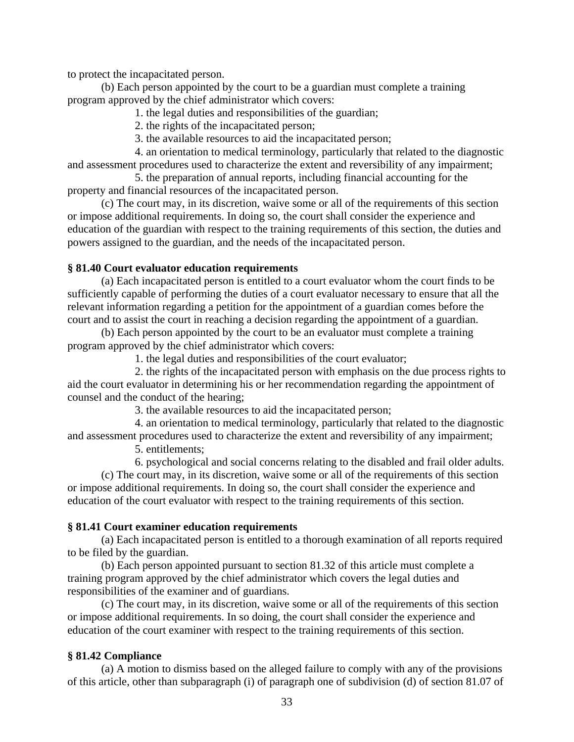to protect the incapacitated person.

(b) Each person appointed by the court to be a guardian must complete a training program approved by the chief administrator which covers:

1. the legal duties and responsibilities of the guardian;
2. the rights of the incapacitated person;
3. the available resources to aid the incapacitated person;
4. an orientation to medical terminology, particularly that related to the diagnostic and assessment procedures used to characterize the extent and reversibility of any impairment;
5. the preparation of annual reports, including financial accounting for the property and financial resources of the incapacitated person.

(c) The court may, in its discretion, waive some or all of the requirements of this section or impose additional requirements. In doing so, the court shall consider the experience and education of the guardian with respect to the training requirements of this section, the duties and powers assigned to the guardian, and the needs of the incapacitated person.

**§ 81.40 Court evaluator education requirements**

(a) Each incapacitated person is entitled to a court evaluator whom the court finds to be sufficiently capable of performing the duties of a court evaluator necessary to ensure that all the relevant information regarding a petition for the appointment of a guardian comes before the court and to assist the court in reaching a decision regarding the appointment of a guardian.

(b) Each person appointed by the court to be an evaluator must complete a training program approved by the chief administrator which covers:

1. the legal duties and responsibilities of the court evaluator;
2. the rights of the incapacitated person with emphasis on the due process rights to aid the court evaluator in determining his or her recommendation regarding the appointment of counsel and the conduct of the hearing;
3. the available resources to aid the incapacitated person;
4. an orientation to medical terminology, particularly that related to the diagnostic and assessment procedures used to characterize the extent and reversibility of any impairment;
5. entitlements;
6. psychological and social concerns relating to the disabled and frail older adults.

(c) The court may, in its discretion, waive some or all of the requirements of this section or impose additional requirements. In doing so, the court shall consider the experience and education of the court evaluator with respect to the training requirements of this section.

**§ 81.41 Court examiner education requirements**

(a) Each incapacitated person is entitled to a thorough examination of all reports required to be filed by the guardian.

(b) Each person appointed pursuant to section 81.32 of this article must complete a training program approved by the chief administrator which covers the legal duties and responsibilities of the examiner and of guardians.

(c) The court may, in its discretion, waive some or all of the requirements of this section or impose additional requirements. In so doing, the court shall consider the experience and education of the court examiner with respect to the training requirements of this section.

**§ 81.42 Compliance**

(a) A motion to dismiss based on the alleged failure to comply with any of the provisions of this article, other than subparagraph (i) of paragraph one of subdivision (d) of section 81.07 of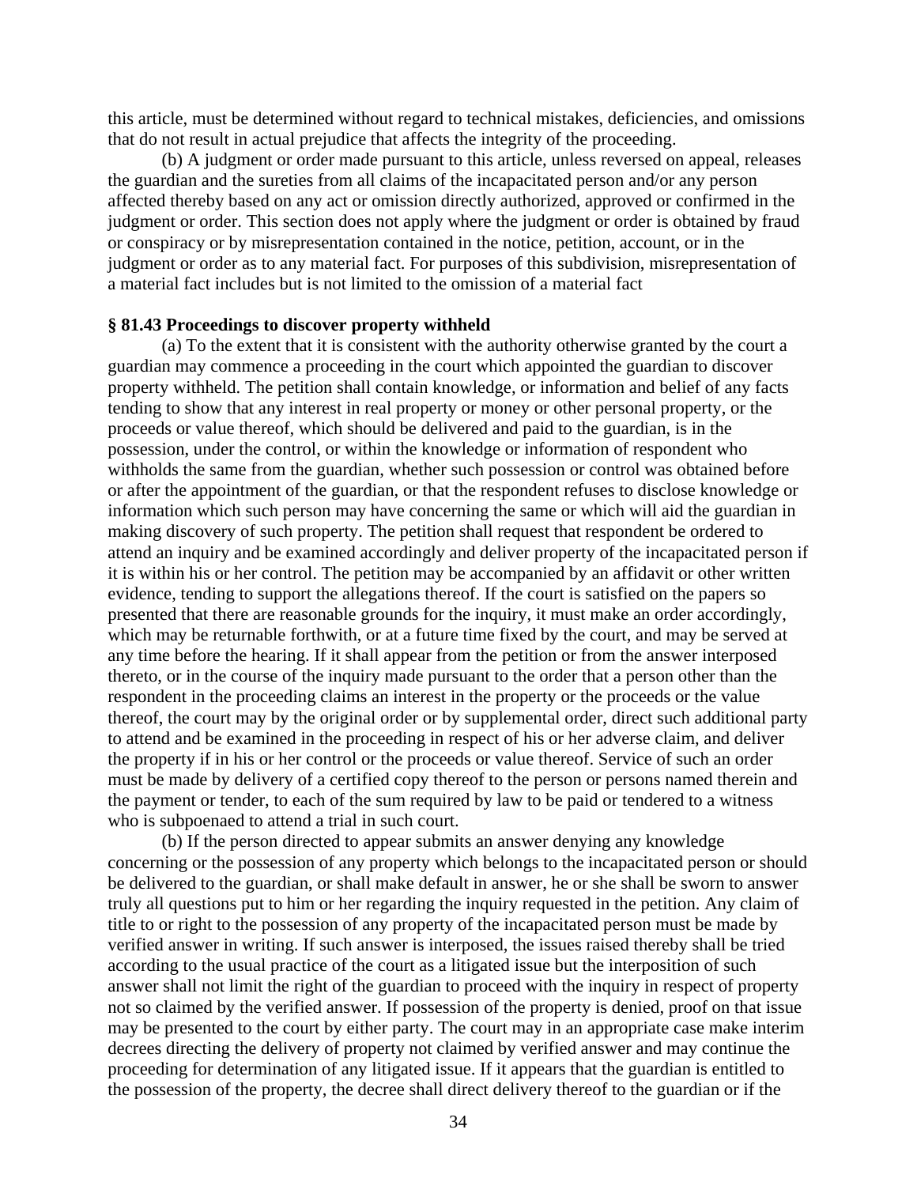this article, must be determined without regard to technical mistakes, deficiencies, and omissions that do not result in actual prejudice that affects the integrity of the proceeding.

(b) A judgment or order made pursuant to this article, unless reversed on appeal, releases the guardian and the sureties from all claims of the incapacitated person and/or any person affected thereby based on any act or omission directly authorized, approved or confirmed in the judgment or order. This section does not apply where the judgment or order is obtained by fraud or conspiracy or by misrepresentation contained in the notice, petition, account, or in the judgment or order as to any material fact. For purposes of this subdivision, misrepresentation of a material fact includes but is not limited to the omission of a material fact

**§ 81.43 Proceedings to discover property withheld**

(a) To the extent that it is consistent with the authority otherwise granted by the court a guardian may commence a proceeding in the court which appointed the guardian to discover property withheld. The petition shall contain knowledge, or information and belief of any facts tending to show that any interest in real property or money or other personal property, or the proceeds or value thereof, which should be delivered and paid to the guardian, is in the possession, under the control, or within the knowledge or information of respondent who withholds the same from the guardian, whether such possession or control was obtained before or after the appointment of the guardian, or that the respondent refuses to disclose knowledge or information which such person may have concerning the same or which will aid the guardian in making discovery of such property. The petition shall request that respondent be ordered to attend an inquiry and be examined accordingly and deliver property of the incapacitated person if it is within his or her control. The petition may be accompanied by an affidavit or other written evidence, tending to support the allegations thereof. If the court is satisfied on the papers so presented that there are reasonable grounds for the inquiry, it must make an order accordingly, which may be returnable forthwith, or at a future time fixed by the court, and may be served at any time before the hearing. If it shall appear from the petition or from the answer interposed thereto, or in the course of the inquiry made pursuant to the order that a person other than the respondent in the proceeding claims an interest in the property or the proceeds or the value thereof, the court may by the original order or by supplemental order, direct such additional party to attend and be examined in the proceeding in respect of his or her adverse claim, and deliver the property if in his or her control or the proceeds or value thereof. Service of such an order must be made by delivery of a certified copy thereof to the person or persons named therein and the payment or tender, to each of the sum required by law to be paid or tendered to a witness who is subpoenaed to attend a trial in such court.

(b) If the person directed to appear submits an answer denying any knowledge concerning or the possession of any property which belongs to the incapacitated person or should be delivered to the guardian, or shall make default in answer, he or she shall be sworn to answer truly all questions put to him or her regarding the inquiry requested in the petition. Any claim of title to or right to the possession of any property of the incapacitated person must be made by verified answer in writing. If such answer is interposed, the issues raised thereby shall be tried according to the usual practice of the court as a litigated issue but the interposition of such answer shall not limit the right of the guardian to proceed with the inquiry in respect of property not so claimed by the verified answer. If possession of the property is denied, proof on that issue may be presented to the court by either party. The court may in an appropriate case make interim decrees directing the delivery of property not claimed by verified answer and may continue the proceeding for determination of any litigated issue. If it appears that the guardian is entitled to the possession of the property, the decree shall direct delivery thereof to the guardian or if the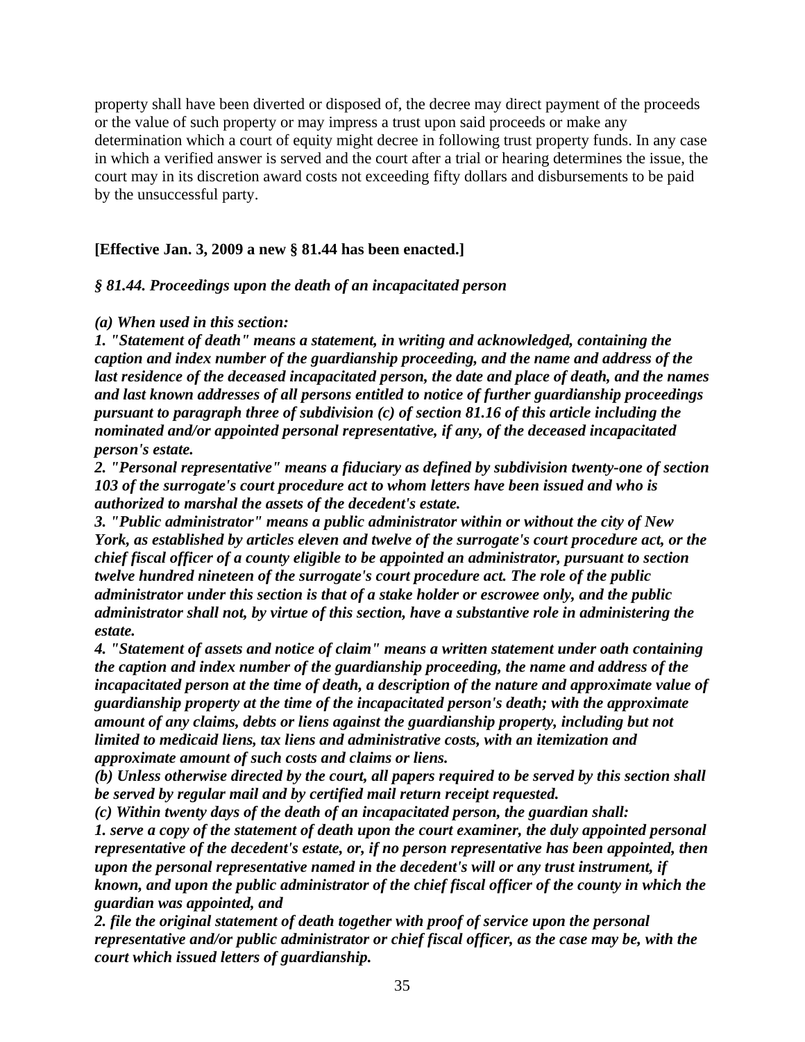property shall have been diverted or disposed of, the decree may direct payment of the proceeds or the value of such property or may impress a trust upon said proceeds or make any determination which a court of equity might decree in following trust property funds. In any case in which a verified answer is served and the court after a trial or hearing determines the issue, the court may in its discretion award costs not exceeding fifty dollars and disbursements to be paid by the unsuccessful party.

**[Effective Jan. 3, 2009 a new § 81.44 has been enacted.]**

***§ 81.44. Proceedings upon the death of an incapacitated person***

***(a) When used in this section:***
***1. "Statement of death" means a statement, in writing and acknowledged, containing the caption and index number of the guardianship proceeding, and the name and address of the last residence of the deceased incapacitated person, the date and place of death, and the names and last known addresses of all persons entitled to notice of further guardianship proceedings pursuant to paragraph three of subdivision (c) of section 81.16 of this article including the nominated and/or appointed personal representative, if any, of the deceased incapacitated person's estate.***
***2. "Personal representative" means a fiduciary as defined by subdivision twenty-one of section 103 of the surrogate's court procedure act to whom letters have been issued and who is authorized to marshal the assets of the decedent's estate.***
***3. "Public administrator" means a public administrator within or without the city of New York, as established by articles eleven and twelve of the surrogate's court procedure act, or the chief fiscal officer of a county eligible to be appointed an administrator, pursuant to section twelve hundred nineteen of the surrogate's court procedure act. The role of the public administrator under this section is that of a stake holder or escrowee only, and the public administrator shall not, by virtue of this section, have a substantive role in administering the estate.***
***4. "Statement of assets and notice of claim" means a written statement under oath containing the caption and index number of the guardianship proceeding, the name and address of the incapacitated person at the time of death, a description of the nature and approximate value of guardianship property at the time of the incapacitated person's death; with the approximate amount of any claims, debts or liens against the guardianship property, including but not limited to medicaid liens, tax liens and administrative costs, with an itemization and approximate amount of such costs and claims or liens.***
***(b) Unless otherwise directed by the court, all papers required to be served by this section shall be served by regular mail and by certified mail return receipt requested.***
***(c) Within twenty days of the death of an incapacitated person, the guardian shall:***
***1. serve a copy of the statement of death upon the court examiner, the duly appointed personal representative of the decedent's estate, or, if no person representative has been appointed, then upon the personal representative named in the decedent's will or any trust instrument, if known, and upon the public administrator of the chief fiscal officer of the county in which the guardian was appointed, and***
***2. file the original statement of death together with proof of service upon the personal representative and/or public administrator or chief fiscal officer, as the case may be, with the court which issued letters of guardianship.***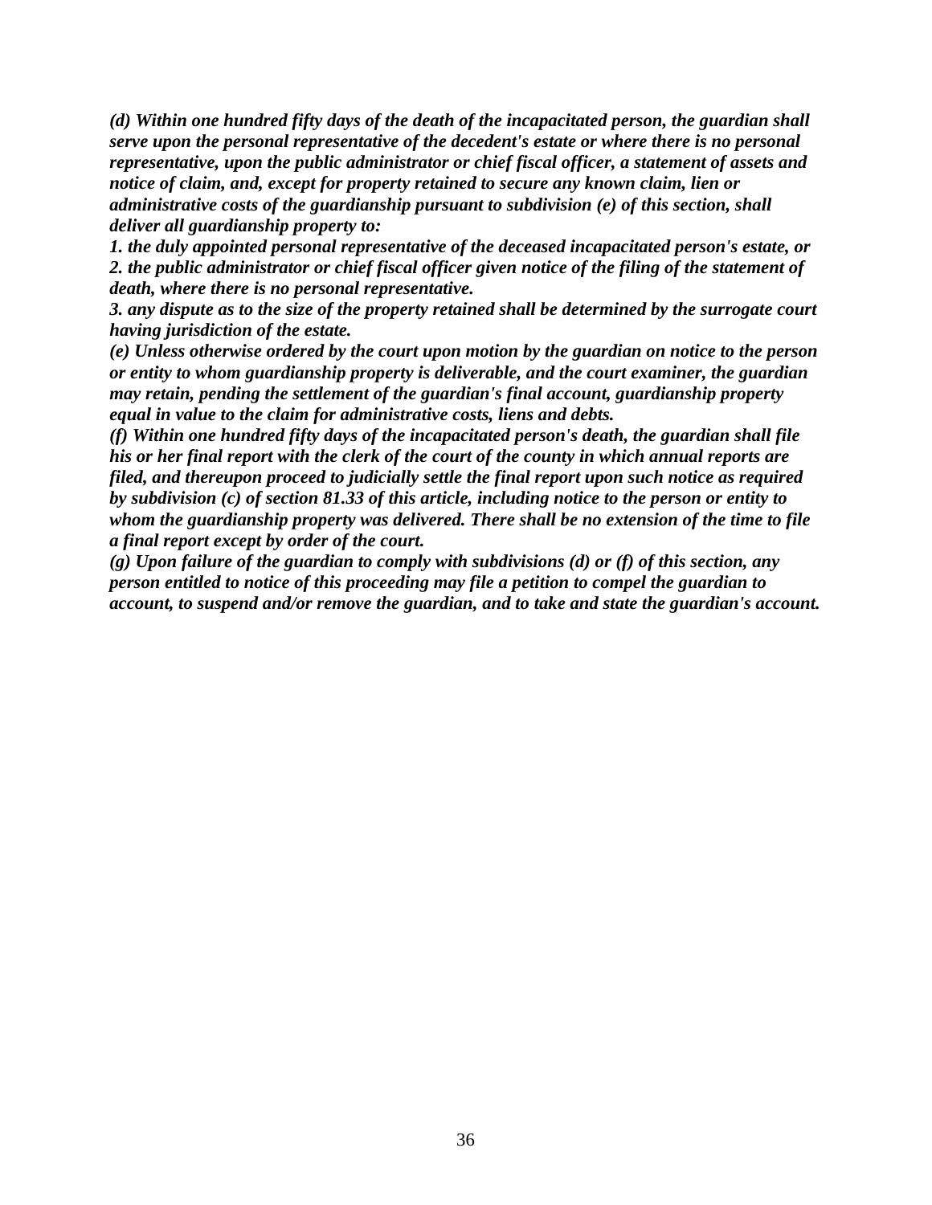***(d) Within one hundred fifty days of the death of the incapacitated person, the guardian shall serve upon the personal representative of the decedent's estate or where there is no personal representative, upon the public administrator or chief fiscal officer, a statement of assets and notice of claim, and, except for property retained to secure any known claim, lien or administrative costs of the guardianship pursuant to subdivision (e) of this section, shall deliver all guardianship property to:***

***1. the duly appointed personal representative of the deceased incapacitated person's estate, or***

***2. the public administrator or chief fiscal officer given notice of the filing of the statement of death, where there is no personal representative.***

***3. any dispute as to the size of the property retained shall be determined by the surrogate court having jurisdiction of the estate.***

***(e) Unless otherwise ordered by the court upon motion by the guardian on notice to the person or entity to whom guardianship property is deliverable, and the court examiner, the guardian may retain, pending the settlement of the guardian's final account, guardianship property equal in value to the claim for administrative costs, liens and debts.***

***(f) Within one hundred fifty days of the incapacitated person's death, the guardian shall file his or her final report with the clerk of the court of the county in which annual reports are filed, and thereupon proceed to judicially settle the final report upon such notice as required by subdivision (c) of section 81.33 of this article, including notice to the person or entity to whom the guardianship property was delivered. There shall be no extension of the time to file a final report except by order of the court.***

***(g) Upon failure of the guardian to comply with subdivisions (d) or (f) of this section, any person entitled to notice of this proceeding may file a petition to compel the guardian to account, to suspend and/or remove the guardian, and to take and state the guardian's account.***